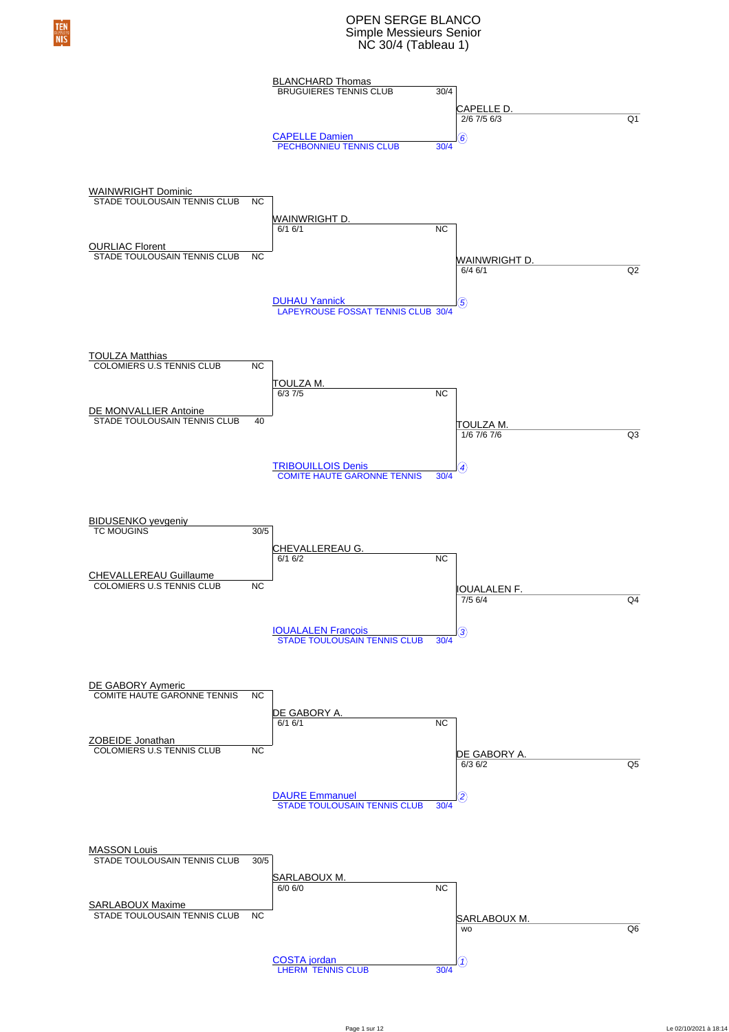# OPEN SERGE BLANCO
## Simple Messieurs Senior
## NC 30/4 (Tableau 1)

| Tour 1 | Tour 2 | Tour 3 | Qualifié |
|---|---|---|---|
| | BLANCHARD Thomas – BRUGUIERES TENNIS CLUB – 30/4 | | |
| | | CAPELLE D. – 2/6 7/5 6/3 | Q1 |
| | CAPELLE Damien – PECHBONNIEU TENNIS CLUB – 30/4 (6) | | |
| WAINWRIGHT Dominic – STADE TOULOUSAIN TENNIS CLUB – NC | | | |
| | WAINWRIGHT D. – 6/1 6/1 – NC | | |
| OURLIAC Florent – STADE TOULOUSAIN TENNIS CLUB – NC | | | |
| | | WAINWRIGHT D. – 6/4 6/1 | Q2 |
| | DUHAU Yannick – LAPEYROUSE FOSSAT TENNIS CLUB – 30/4 (5) | | |
| TOULZA Matthias – COLOMIERS U.S TENNIS CLUB – NC | | | |
| | TOULZA M. – 6/3 7/5 – NC | | |
| DE MONVALLIER Antoine – STADE TOULOUSAIN TENNIS CLUB – 40 | | | |
| | | TOULZA M. – 1/6 7/6 7/6 | Q3 |
| | TRIBOUILLOIS Denis – COMITE HAUTE GARONNE TENNIS – 30/4 (4) | | |
| BIDUSENKO yevgeniy – TC MOUGINS – 30/5 | | | |
| | CHEVALLEREAU G. – 6/1 6/2 – NC | | |
| CHEVALLEREAU Guillaume – COLOMIERS U.S TENNIS CLUB – NC | | | |
| | | IOUALALEN F. – 7/5 6/4 | Q4 |
| | IOUALALEN François – STADE TOULOUSAIN TENNIS CLUB – 30/4 (3) | | |
| DE GABORY Aymeric – COMITE HAUTE GARONNE TENNIS – NC | | | |
| | DE GABORY A. – 6/1 6/1 – NC | | |
| ZOBEIDE Jonathan – COLOMIERS U.S TENNIS CLUB – NC | | | |
| | | DE GABORY A. – 6/3 6/2 | Q5 |
| | DAURE Emmanuel – STADE TOULOUSAIN TENNIS CLUB – 30/4 (2) | | |
| MASSON Louis – STADE TOULOUSAIN TENNIS CLUB – 30/5 | | | |
| | SARLABOUX M. – 6/0 6/0 – NC | | |
| SARLABOUX Maxime – STADE TOULOUSAIN TENNIS CLUB – NC | | | |
| | | SARLABOUX M. – wo | Q6 |
| | COSTA jordan – LHERM TENNIS CLUB – 30/4 (1) | | |

Le 02/10/2021 à 18:14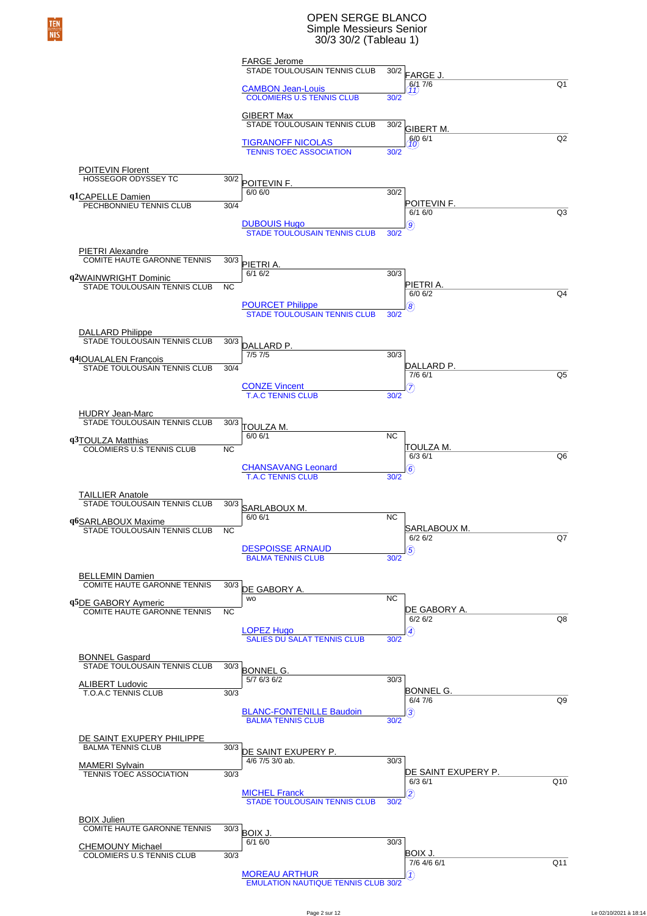# OPEN SERGE BLANCO

## Simple Messieurs Senior

### 30/3 30/2 (Tableau 1)

| Tour 1 | Tour 2 | Tour 3 | Qualifié |
|---|---|---|---|
| | FARGE Jerome – STADE TOULOUSAIN TENNIS CLUB – 30/2 | FARGE J. – 6/1 7/6 | Q1 |
| | CAMBON Jean-Louis – COLOMIERS U.S TENNIS CLUB – 30/2 (11) | | |
| | GIBERT Max – STADE TOULOUSAIN TENNIS CLUB – 30/2 | GIBERT M. – 6/0 6/1 | Q2 |
| | TIGRANOFF NICOLAS – TENNIS TOEC ASSOCIATION – 30/2 (10) | | |
| POITEVIN Florent – HOSSEGOR ODYSSEY TC – 30/2 | POITEVIN F. – 6/0 6/0 – 30/2 | POITEVIN F. – 6/1 6/0 | Q3 |
| q1 CAPELLE Damien – PECHBONNIEU TENNIS CLUB – 30/4 | | | |
| | DUBOUIS Hugo – STADE TOULOUSAIN TENNIS CLUB – 30/2 (9) | | |
| PIETRI Alexandre – COMITE HAUTE GARONNE TENNIS – 30/3 | PIETRI A. – 6/1 6/2 – 30/3 | PIETRI A. – 6/0 6/2 | Q4 |
| q2 WAINWRIGHT Dominic – STADE TOULOUSAIN TENNIS CLUB – NC | | | |
| | POURCET Philippe – STADE TOULOUSAIN TENNIS CLUB – 30/2 (8) | | |
| DALLARD Philippe – STADE TOULOUSAIN TENNIS CLUB – 30/3 | DALLARD P. – 7/5 7/5 – 30/3 | DALLARD P. – 7/6 6/1 | Q5 |
| q4 IOUALALEN François – STADE TOULOUSAIN TENNIS CLUB – 30/4 | | | |
| | CONZE Vincent – T.A.C TENNIS CLUB – 30/2 (7) | | |
| HUDRY Jean-Marc – STADE TOULOUSAIN TENNIS CLUB – 30/3 | TOULZA M. – 6/0 6/1 – NC | TOULZA M. – 6/3 6/1 | Q6 |
| q3 TOULZA Matthias – COLOMIERS U.S TENNIS CLUB – NC | | | |
| | CHANSAVANG Leonard – T.A.C TENNIS CLUB – 30/2 (6) | | |
| TAILLIER Anatole – STADE TOULOUSAIN TENNIS CLUB – 30/3 | SARLABOUX M. – 6/0 6/1 – NC | SARLABOUX M. – 6/2 6/2 | Q7 |
| q6 SARLABOUX Maxime – STADE TOULOUSAIN TENNIS CLUB – NC | | | |
| | DESPOISSE ARNAUD – BALMA TENNIS CLUB – 30/2 (5) | | |
| BELLEMIN Damien – COMITE HAUTE GARONNE TENNIS – 30/3 | DE GABORY A. – wo – NC | DE GABORY A. – 6/2 6/2 | Q8 |
| q5 DE GABORY Aymeric – COMITE HAUTE GARONNE TENNIS – NC | | | |
| | LOPEZ Hugo – SALIES DU SALAT TENNIS CLUB – 30/2 (4) | | |
| BONNEL Gaspard – STADE TOULOUSAIN TENNIS CLUB – 30/3 | BONNEL G. – 5/7 6/3 6/2 – 30/3 | BONNEL G. – 6/4 7/6 | Q9 |
| ALIBERT Ludovic – T.O.A.C TENNIS CLUB – 30/3 | | | |
| | BLANC-FONTENILLE Baudoin – BALMA TENNIS CLUB – 30/2 (3) | | |
| DE SAINT EXUPERY PHILIPPE – BALMA TENNIS CLUB – 30/3 | DE SAINT EXUPERY P. – 4/6 7/5 3/0 ab. – 30/3 | DE SAINT EXUPERY P. – 6/3 6/1 | Q10 |
| MAMERI Sylvain – TENNIS TOEC ASSOCIATION – 30/3 | | | |
| | MICHEL Franck – STADE TOULOUSAIN TENNIS CLUB – 30/2 (2) | | |
| BOIX Julien – COMITE HAUTE GARONNE TENNIS – 30/3 | BOIX J. – 6/1 6/0 – 30/3 | BOIX J. – 7/6 4/6 6/1 | Q11 |
| CHEMOUNY Michael – COLOMIERS U.S TENNIS CLUB – 30/3 | | | |
| | MOREAU ARTHUR – EMULATION NAUTIQUE TENNIS CLUB – 30/2 (1) | | |

Le 02/10/2021 à 18:14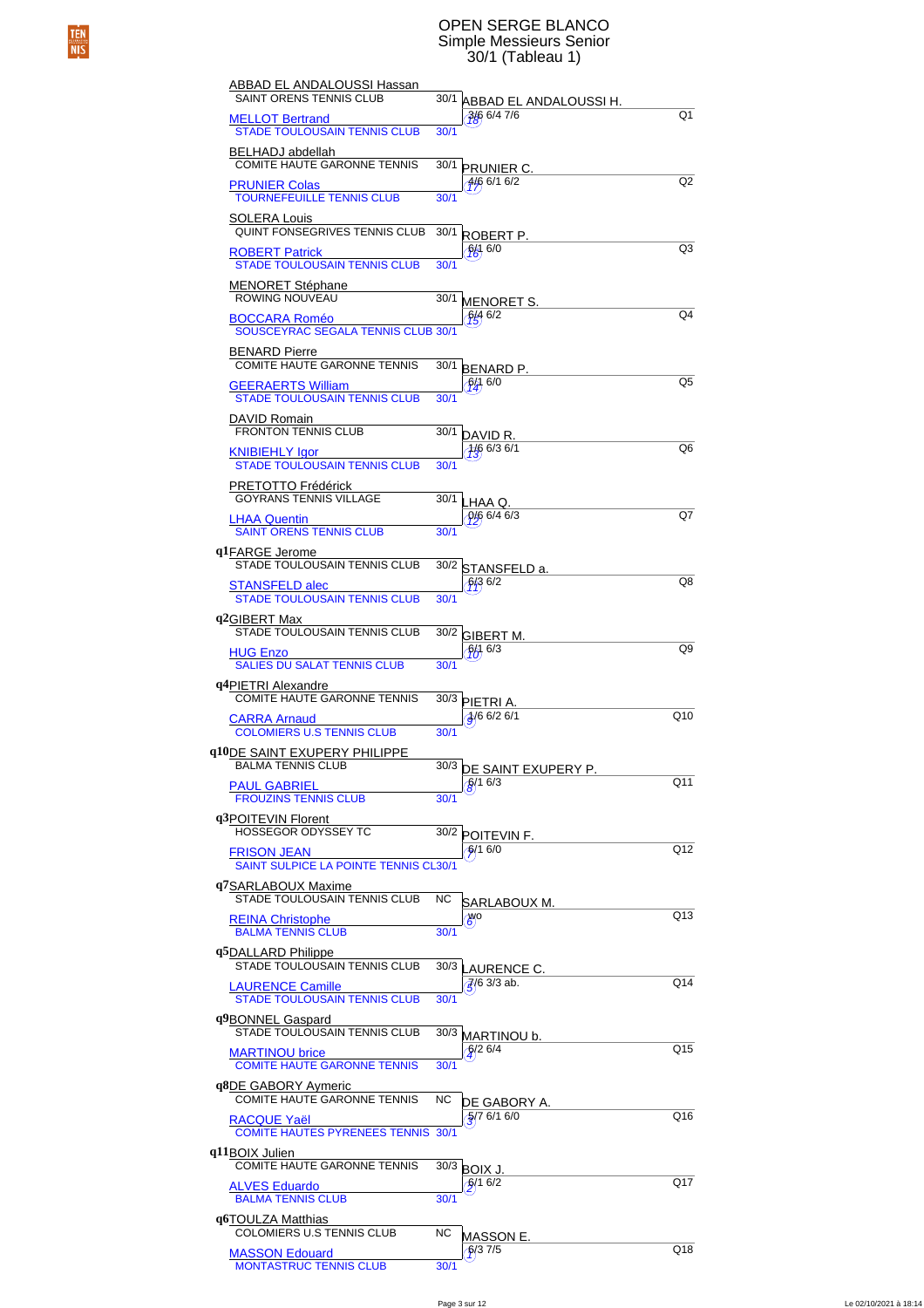# OPEN SERGE BLANCO

Simple Messieurs Senior

30/1 (Tableau 1)

| Seed | Joueur 1 | Club 1 | Cl. 1 | Joueur 2 | Club 2 | Cl. 2 | Vainqueur | Score | Qualifié |
|---|---|---|---|---|---|---|---|---|---|
| | ABBAD EL ANDALOUSSI Hassan | SAINT ORENS TENNIS CLUB | 30/1 | MELLOT Bertrand | STADE TOULOUSAIN TENNIS CLUB | 30/1 | ABBAD EL ANDALOUSSI H. | 3/6 6/4 7/6 | Q1 |
| | BELHADJ abdellah | COMITE HAUTE GARONNE TENNIS | 30/1 | PRUNIER Colas | TOURNEFEUILLE TENNIS CLUB | 30/1 | PRUNIER C. | 4/6 6/1 6/2 | Q2 |
| | SOLERA Louis | QUINT FONSEGRIVES TENNIS CLUB | 30/1 | ROBERT Patrick | STADE TOULOUSAIN TENNIS CLUB | 30/1 | ROBERT P. | 6/1 6/0 | Q3 |
| | MENORET Stéphane | ROWING NOUVEAU | 30/1 | BOCCARA Roméo | SOUSCEYRAC SEGALA TENNIS CLUB | 30/1 | MENORET S. | 6/4 6/2 | Q4 |
| | BENARD Pierre | COMITE HAUTE GARONNE TENNIS | 30/1 | GEERAERTS William | STADE TOULOUSAIN TENNIS CLUB | 30/1 | BENARD P. | 6/1 6/0 | Q5 |
| | DAVID Romain | FRONTON TENNIS CLUB | 30/1 | KNIBIEHLY Igor | STADE TOULOUSAIN TENNIS CLUB | 30/1 | DAVID R. | 1/6 6/3 6/1 | Q6 |
| | PRETOTTO Frédérick | GOYRANS TENNIS VILLAGE | 30/1 | LHAA Quentin | SAINT ORENS TENNIS CLUB | 30/1 | LHAA Q. | 0/6 6/4 6/3 | Q7 |
| q1 | FARGE Jerome | STADE TOULOUSAIN TENNIS CLUB | 30/2 | STANSFELD alec | STADE TOULOUSAIN TENNIS CLUB | 30/1 | STANSFELD a. | 6/3 6/2 | Q8 |
| q2 | GIBERT Max | STADE TOULOUSAIN TENNIS CLUB | 30/2 | HUG Enzo | SALIES DU SALAT TENNIS CLUB | 30/1 | GIBERT M. | 6/1 6/3 | Q9 |
| q4 | PIETRI Alexandre | COMITE HAUTE GARONNE TENNIS | 30/3 | CARRA Arnaud | COLOMIERS U.S TENNIS CLUB | 30/1 | PIETRI A. | 1/6 6/2 6/1 | Q10 |
| q10 | DE SAINT EXUPERY PHILIPPE | BALMA TENNIS CLUB | 30/3 | PAUL GABRIEL | FROUZINS TENNIS CLUB | 30/1 | DE SAINT EXUPERY P. | 6/1 6/3 | Q11 |
| q3 | POITEVIN Florent | HOSSEGOR ODYSSEY TC | 30/2 | FRISON JEAN | SAINT SULPICE LA POINTE TENNIS CL | 30/1 | POITEVIN F. | 6/1 6/0 | Q12 |
| q7 | SARLABOUX Maxime | STADE TOULOUSAIN TENNIS CLUB | NC | REINA Christophe | BALMA TENNIS CLUB | 30/1 | SARLABOUX M. | wo | Q13 |
| q5 | DALLARD Philippe | STADE TOULOUSAIN TENNIS CLUB | 30/3 | LAURENCE Camille | STADE TOULOUSAIN TENNIS CLUB | 30/1 | LAURENCE C. | 7/6 3/3 ab. | Q14 |
| q9 | BONNEL Gaspard | STADE TOULOUSAIN TENNIS CLUB | 30/3 | MARTINOU brice | COMITE HAUTE GARONNE TENNIS | 30/1 | MARTINOU b. | 6/2 6/4 | Q15 |
| q8 | DE GABORY Aymeric | COMITE HAUTE GARONNE TENNIS | NC | RACQUE Yaël | COMITE HAUTES PYRENEES TENNIS | 30/1 | DE GABORY A. | 5/7 6/1 6/0 | Q16 |
| q11 | BOIX Julien | COMITE HAUTE GARONNE TENNIS | 30/3 | ALVES Eduardo | BALMA TENNIS CLUB | 30/1 | BOIX J. | 6/1 6/2 | Q17 |
| q6 | TOULZA Matthias | COLOMIERS U.S TENNIS CLUB | NC | MASSON Edouard | MONTASTRUC TENNIS CLUB | 30/1 | MASSON E. | 6/3 7/5 | Q18 |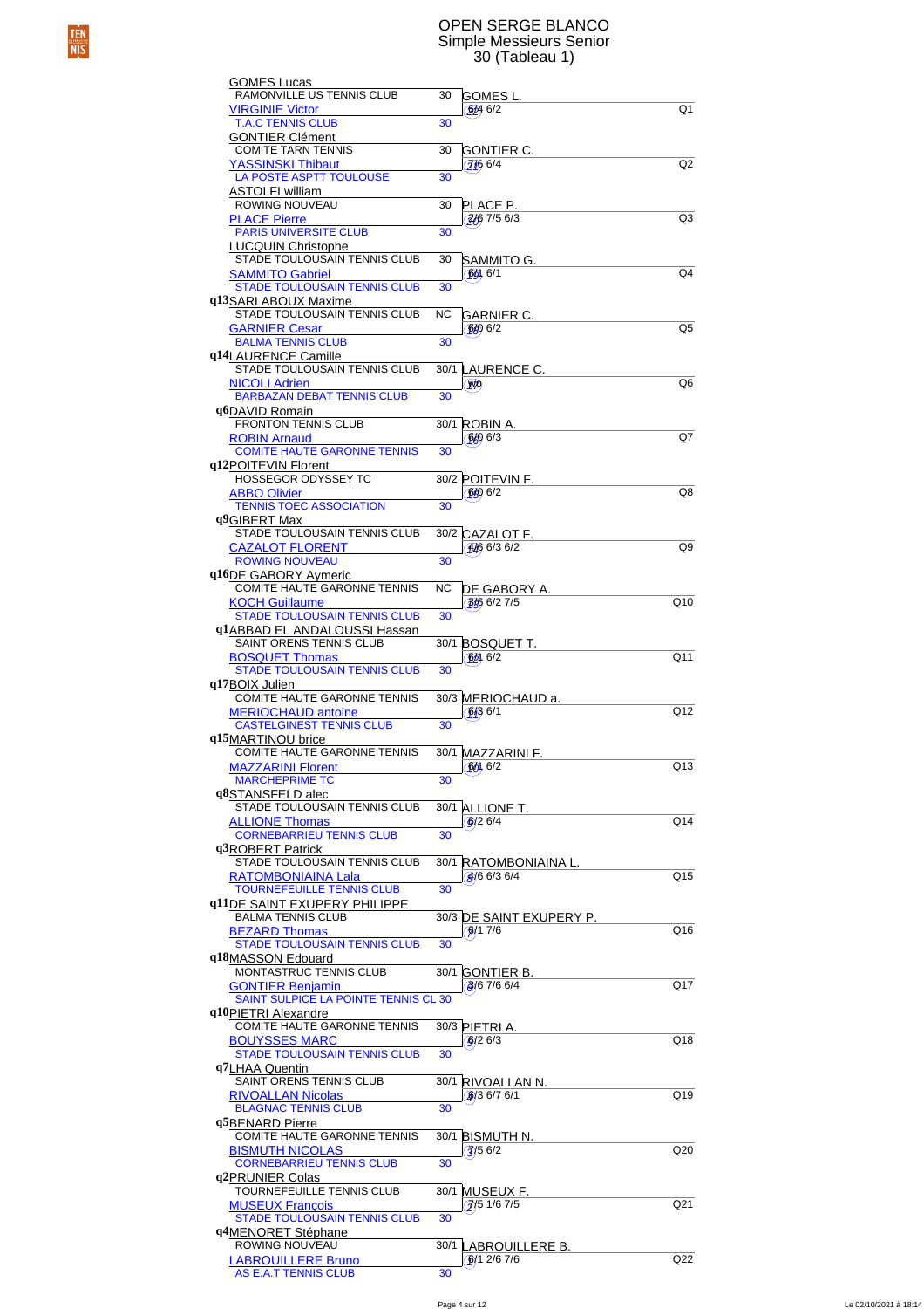# OPEN SERGE BLANCO
## Simple Messieurs Senior
### 30 (Tableau 1)

| Seed | Player 1 / Club | Rank | Player 2 / Club | Rank | Winner | Score | Qualif |
|---|---|---|---|---|---|---|---|
| | GOMES Lucas – RAMONVILLE US TENNIS CLUB | 30 | VIRGINIE Victor – T.A.C TENNIS CLUB | 30 | GOMES L. | 6/4 6/2 | Q1 |
| | GONTIER Clément – COMITE TARN TENNIS | 30 | YASSINSKI Thibaut – LA POSTE ASPTT TOULOUSE | 30 | GONTIER C. | 7/6 6/4 | Q2 |
| | ASTOLFI william – ROWING NOUVEAU | 30 | PLACE Pierre – PARIS UNIVERSITE CLUB | 30 | PLACE P. | 2/6 7/5 6/3 | Q3 |
| | LUCQUIN Christophe – STADE TOULOUSAIN TENNIS CLUB | 30 | SAMMITO Gabriel – STADE TOULOUSAIN TENNIS CLUB | 30 | SAMMITO G. | 6/1 6/1 | Q4 |
| q13 | SARLABOUX Maxime – STADE TOULOUSAIN TENNIS CLUB | NC | GARNIER Cesar – BALMA TENNIS CLUB | 30 | GARNIER C. | 6/0 6/2 | Q5 |
| q14 | LAURENCE Camille – STADE TOULOUSAIN TENNIS CLUB | 30/1 | NICOLI Adrien – BARBAZAN DEBAT TENNIS CLUB | 30 | LAURENCE C. | WO | Q6 |
| q6 | DAVID Romain – FRONTON TENNIS CLUB | 30/1 | ROBIN Arnaud – COMITE HAUTE GARONNE TENNIS | 30 | ROBIN A. | 6/0 6/3 | Q7 |
| q12 | POITEVIN Florent – HOSSEGOR ODYSSEY TC | 30/2 | ABBO Olivier – TENNIS TOEC ASSOCIATION | 30 | POITEVIN F. | 6/0 6/2 | Q8 |
| q9 | GIBERT Max – STADE TOULOUSAIN TENNIS CLUB | 30/2 | CAZALOT FLORENT – ROWING NOUVEAU | 30 | CAZALOT F. | 4/6 6/3 6/2 | Q9 |
| q16 | DE GABORY Aymeric – COMITE HAUTE GARONNE TENNIS | NC | KOCH Guillaume – STADE TOULOUSAIN TENNIS CLUB | 30 | DE GABORY A. | 3/6 6/2 7/5 | Q10 |
| q1 | ABBAD EL ANDALOUSSI Hassan – SAINT ORENS TENNIS CLUB | 30/1 | BOSQUET Thomas – STADE TOULOUSAIN TENNIS CLUB | 30 | BOSQUET T. | 6/1 6/2 | Q11 |
| q17 | BOIX Julien – COMITE HAUTE GARONNE TENNIS | 30/3 | MERIOCHAUD antoine – CASTELGINEST TENNIS CLUB | 30 | MERIOCHAUD a. | 6/3 6/1 | Q12 |
| q15 | MARTINOU brice – COMITE HAUTE GARONNE TENNIS | 30/1 | MAZZARINI Florent – MARCHEPRIME TC | 30 | MAZZARINI F. | 6/1 6/2 | Q13 |
| q8 | STANSFELD alec – STADE TOULOUSAIN TENNIS CLUB | 30/1 | ALLIONE Thomas – CORNEBARRIEU TENNIS CLUB | 30 | ALLIONE T. | 6/2 6/4 | Q14 |
| q3 | ROBERT Patrick – STADE TOULOUSAIN TENNIS CLUB | 30/1 | RATOMBONIAINA Lala – TOURNEFEUILLE TENNIS CLUB | 30 | RATOMBONIAINA L. | 4/6 6/3 6/4 | Q15 |
| q11 | DE SAINT EXUPERY PHILIPPE – BALMA TENNIS CLUB | 30/3 | BEZARD Thomas – STADE TOULOUSAIN TENNIS CLUB | 30 | DE SAINT EXUPERY P. | 6/1 7/6 | Q16 |
| q18 | MASSON Edouard – MONTASTRUC TENNIS CLUB | 30/1 | GONTIER Benjamin – SAINT SULPICE LA POINTE TENNIS CL | 30 | GONTIER B. | 3/6 7/6 6/4 | Q17 |
| q10 | PIETRI Alexandre – COMITE HAUTE GARONNE TENNIS | 30/3 | BOUYSSES MARC – STADE TOULOUSAIN TENNIS CLUB | 30 | PIETRI A. | 6/2 6/3 | Q18 |
| q7 | LHAA Quentin – SAINT ORENS TENNIS CLUB | 30/1 | RIVOALLAN Nicolas – BLAGNAC TENNIS CLUB | 30 | RIVOALLAN N. | 6/3 6/7 6/1 | Q19 |
| q5 | BENARD Pierre – COMITE HAUTE GARONNE TENNIS | 30/1 | BISMUTH NICOLAS – CORNEBARRIEU TENNIS CLUB | 30 | BISMUTH N. | 7/5 6/2 | Q20 |
| q2 | PRUNIER Colas – TOURNEFEUILLE TENNIS CLUB | 30/1 | MUSEUX François – STADE TOULOUSAIN TENNIS CLUB | 30 | MUSEUX F. | 7/5 1/6 7/5 | Q21 |
| q4 | MENORET Stéphane – ROWING NOUVEAU | 30/1 | LABROUILLERE Bruno – AS E.A.T TENNIS CLUB | 30 | LABROUILLERE B. | 6/1 2/6 7/6 | Q22 |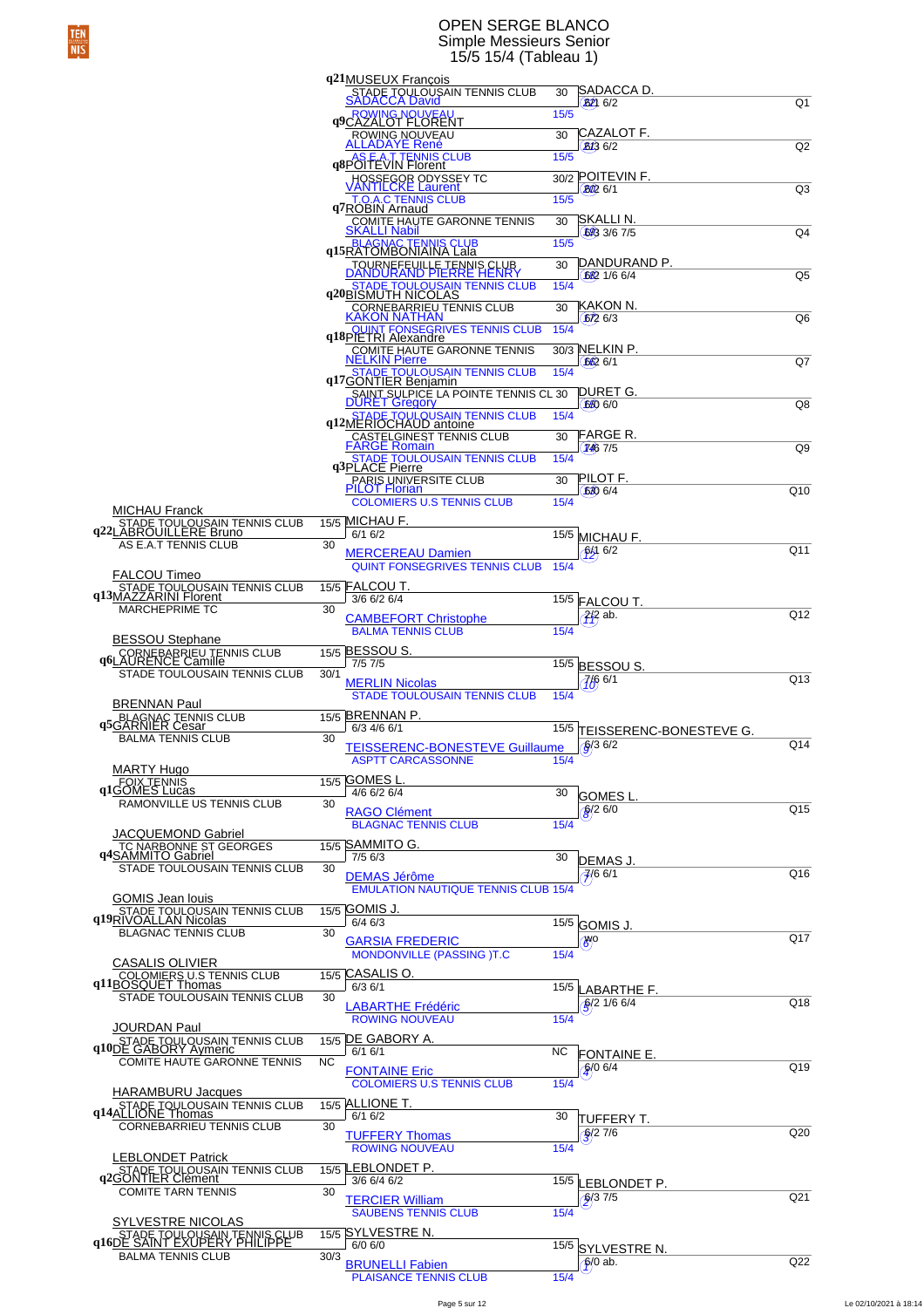# OPEN SERGE BLANCO

## Simple Messieurs Senior

### 15/5 15/4 (Tableau 1)

| Qualifié | Joueur 1 | Club | Class. | Joueur 2 | Club | Class. | Vainqueur | Score |
|---|---|---|---|---|---|---|---|---|
| Q1 | q21 MUSEUX François | | | SADACCA David | STADE TOULOUSAIN TENNIS CLUB | 30 | SADACCA D. | 6/1 6/2 |
| Q2 | q9 CAZALOT FLORENT | ROWING NOUVEAU | 15/5 | ALLADAYE René | ROWING NOUVEAU | 30 | CAZALOT F. | 6/3 6/2 |
| Q3 | q8 POITEVIN Florent | AS E.A.T TENNIS CLUB | 15/5 | VANTILCKE Laurent | HOSSEGOR ODYSSEY TC | 30/2 | POITEVIN F. | 6/2 6/1 |
| Q4 | q7 ROBIN Arnaud | T.O.A.C TENNIS CLUB | 15/5 | SKALLI Nabil | COMITE HAUTE GARONNE TENNIS | 30 | SKALLI N. | 6/3 3/6 7/5 |
| Q5 | q15 RATOMBONIAINA Lala | BLAGNAC TENNIS CLUB | 15/5 | DANDURAND PIERRE HENRY | TOURNEFEUILLE TENNIS CLUB | 30 | DANDURAND P. | 6/2 1/6 6/4 |
| Q6 | q20 BISMUTH NICOLAS | STADE TOULOUSAIN TENNIS CLUB | 15/4 | KAKON NATHAN | CORNEBARRIEU TENNIS CLUB | 30 | KAKON N. | 6/2 6/3 |
| Q7 | q18 PIETRI Alexandre | QUINT FONSEGRIVES TENNIS CLUB | 15/4 | NELKIN Pierre | COMITE HAUTE GARONNE TENNIS | 30/3 | NELKIN P. | 6/2 6/1 |
| Q8 | q17 GONTIER Benjamin | STADE TOULOUSAIN TENNIS CLUB | 15/4 | DURET Gregory | SAINT SULPICE LA POINTE TENNIS CL | 30 | DURET G. | 6/0 6/0 |
| Q9 | q12 MERIOCHAUD antoine | STADE TOULOUSAIN TENNIS CLUB | 15/4 | FARGE Romain | CASTELGINEST TENNIS CLUB | 30 | FARGE R. | 7/6 7/5 |
| Q10 | q3 PLACE Pierre | STADE TOULOUSAIN TENNIS CLUB | 15/4 | PILOT Florian | PARIS UNIVERSITE CLUB | 30 | PILOT F. | 6/0 6/4 |

| Qualifié | Joueur 1 | Club | Class. | Joueur 2 | Club | Class. | Vainqueur 1er tour | Score | Joueur 3 | Club | Class. | Vainqueur | Score |
|---|---|---|---|---|---|---|---|---|---|---|---|---|---|
| Q11 | MICHAU Franck | STADE TOULOUSAIN TENNIS CLUB | 15/5 | q22 LABROUILLERE Bruno | AS E.A.T TENNIS CLUB | 30 | MICHAU F. | 6/1 6/2 | MERCEREAU Damien | QUINT FONSEGRIVES TENNIS CLUB | 15/4 | MICHAU F. (12) | 6/1 6/2 |
| Q12 | FALCOU Timeo | STADE TOULOUSAIN TENNIS CLUB | 15/5 | q13 MAZZARINI Florent | MARCHEPRIME TC | 30 | FALCOU T. | 3/6 6/2 6/4 | CAMBEFORT Christophe | BALMA TENNIS CLUB | 15/4 | FALCOU T. (11) | 2/2 ab. |
| Q13 | BESSOU Stephane | CORNEBARRIEU TENNIS CLUB | 15/5 | q6 LAURENCE Camille | STADE TOULOUSAIN TENNIS CLUB | 30/1 | BESSOU S. | 7/5 7/5 | MERLIN Nicolas | STADE TOULOUSAIN TENNIS CLUB | 15/4 | BESSOU S. (10) | 7/6 6/1 |
| Q14 | BRENNAN Paul | BLAGNAC TENNIS CLUB | 15/5 | q5 GARNIER Cesar | BALMA TENNIS CLUB | 30 | BRENNAN P. | 6/3 4/6 6/1 | TEISSERENC-BONESTEVE Guillaume | ASPTT CARCASSONNE | 15/4 | TEISSERENC-BONESTEVE G. (9) | 6/3 6/2 |
| Q15 | MARTY Hugo | FOIX TENNIS | 15/5 | q1 GOMES Lucas | RAMONVILLE US TENNIS CLUB | 30 | GOMES L. | 4/6 6/2 6/4 | RAGO Clément | BLAGNAC TENNIS CLUB | 15/4 | GOMES L. (8) | 6/2 6/0 |
| Q16 | JACQUEMOND Gabriel | TC NARBONNE ST GEORGES | 15/5 | q4 SAMMITO Gabriel | STADE TOULOUSAIN TENNIS CLUB | 30 | SAMMITO G. | 7/5 6/3 | DEMAS Jérôme | EMULATION NAUTIQUE TENNIS CLUB | 15/4 | DEMAS J. (7) | 7/6 6/1 |
| Q17 | GOMIS Jean louis | STADE TOULOUSAIN TENNIS CLUB | 15/5 | q19 RIVOALLAN Nicolas | BLAGNAC TENNIS CLUB | 30 | GOMIS J. | 6/4 6/3 | GARSIA FREDERIC | MONDONVILLE (PASSING )T.C | 15/4 | GOMIS J. (6) | wo |
| Q18 | CASALIS OLIVIER | COLOMIERS U.S TENNIS CLUB | 15/5 | q11 BOSQUET Thomas | STADE TOULOUSAIN TENNIS CLUB | 30 | CASALIS O. | 6/3 6/1 | LABARTHE Frédéric | ROWING NOUVEAU | 15/4 | LABARTHE F. (5) | 6/2 1/6 6/4 |
| Q19 | JOURDAN Paul | STADE TOULOUSAIN TENNIS CLUB | 15/5 | q10 DE GABORY Aymeric | COMITE HAUTE GARONNE TENNIS | NC | DE GABORY A. | 6/1 6/1 | FONTAINE Eric | COLOMIERS U.S TENNIS CLUB | 15/4 | FONTAINE E. (4) | 6/0 6/4 |
| Q20 | HARAMBURU Jacques | STADE TOULOUSAIN TENNIS CLUB | 15/5 | q14 ALLIONE Thomas | CORNEBARRIEU TENNIS CLUB | 30 | ALLIONE T. | 6/1 6/2 | TUFFERY Thomas | ROWING NOUVEAU | 15/4 | TUFFERY T. (3) | 6/2 7/6 |
| Q21 | LEBLONDET Patrick | STADE TOULOUSAIN TENNIS CLUB | 15/5 | q2 GONTIER Clément | COMITE TARN TENNIS | 30 | LEBLONDET P. | 3/6 6/4 6/2 | TERCIER William | SAUBENS TENNIS CLUB | 15/4 | LEBLONDET P. (2) | 6/3 7/5 |
| Q22 | SYLVESTRE NICOLAS | STADE TOULOUSAIN TENNIS CLUB | 15/5 | q16 DE SAINT EXUPERY PHILIPPE | BALMA TENNIS CLUB | 30/3 | SYLVESTRE N. | 6/0 6/0 | BRUNELLI Fabien | PLAISANCE TENNIS CLUB | 15/4 | SYLVESTRE N. (1) | 6/0 ab. |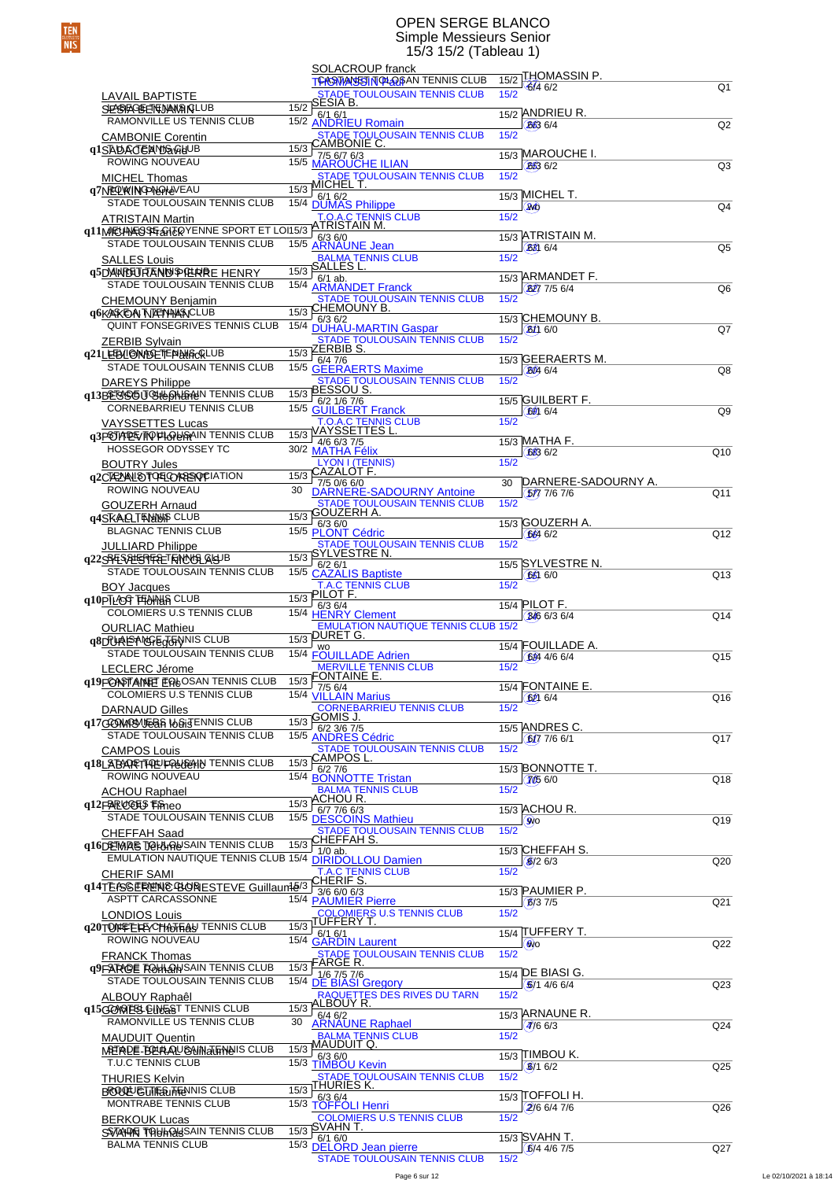# OPEN SERGE BLANCO

## Simple Messieurs Senior

### 15/3 15/2 (Tableau 1)

| Joueur (1er tour) | Club | Class. | 2e tour | Club | Class. | Qualifié | Score | Q |
|---|---|---|---|---|---|---|---|---|
| | | | SOLACROUP franck / THOMASSIN Paul | CASTANET TOLOSAN TENNIS CLUB / STADE TOULOUSAIN TENNIS CLUB | 15/2 / 15/2 | THOMASSIN P. | 6/4 6/2 | Q1 |
| LAVAIL BAPTISTE / SESIA BENJAMIN | SESIA BENJAMIN CLUB / RAMONVILLE US TENNIS CLUB | 15/2 / 15/2 | SESIA B. 6/1 6/1 / ANDRIEU Romain | STADE TOULOUSAIN TENNIS CLUB | 15/2 | ANDRIEU R. | 6/3 6/4 | Q2 |
| CAMBONIE Corentin / q1SABATER David | SABATER TENNIS CLUB / ROWING NOUVEAU | 15/3 / 15/5 | CAMBONIE C. 7/5 6/7 6/3 / MAROUCHE ILIAN | STADE TOULOUSAIN TENNIS CLUB | 15/2 | MAROUCHE I. | 6/3 6/2 | Q3 |
| MICHEL Thomas / q7NEVKIN Pierre | ROWING NOUVEAU / STADE TOULOUSAIN TENNIS CLUB | 15/3 / 15/4 | MICHEL T. 6/1 6/2 / DUMAS Philippe | T.O.A.C TENNIS CLUB | 15/2 | MICHEL T. | wo | Q4 |
| ATRISTAIN Martin / q11MICHAUD Franck | CITOYENNE SPORT ET LOISIRS / STADE TOULOUSAIN TENNIS CLUB | 15/3 / 15/5 | ATRISTAIN M. 6/3 6/0 / ARNAUNE Jean | BALMA TENNIS CLUB | 15/2 | ATRISTAIN M. | 6/1 6/4 | Q5 |
| SALLES Louis / q5DAURENT PIERRE HENRY | STADE TOULOUSAIN TENNIS CLUB | 15/3 / 15/4 | SALLES L. 6/1 ab. / ARMANDET Franck | STADE TOULOUSAIN TENNIS CLUB | 15/2 | ARMANDET F. | 6/7 7/5 6/4 | Q6 |
| CHEMOUNY Benjamin / q6KAKON NATHAN | TENNIS CLUB / QUINT FONSEGRIVES TENNIS CLUB | 15/3 / 15/4 | CHEMOUNY B. 6/3 6/2 / DUHAU-MARTIN Gaspar | STADE TOULOUSAIN TENNIS CLUB | 15/2 | CHEMOUNY B. | 6/1 6/0 | Q7 |
| ZERBIB Sylvain / q21LEBLOND Patrick | TENNIS CLUB / STADE TOULOUSAIN TENNIS CLUB | 15/3 / 15/5 | ZERBIB S. 6/4 7/6 / GEERAERTS Maxime | STADE TOULOUSAIN TENNIS CLUB | 15/2 | GEERAERTS M. | 6/0 6/4 | Q8 |
| DAREYS Philippe / q13BESSOU Stephane | TOULOUSAIN TENNIS CLUB / CORNEBARRIEU TENNIS CLUB | 15/3 / 15/5 | BESSOU S. 6/2 1/6 7/6 / GUILBERT Franck | T.O.A.C TENNIS CLUB | 15/2 | GUILBERT F. | 6/1 6/4 | Q9 |
| VAYSSETTES Lucas / q3POITEVIN Florent | TOULOUSAIN TENNIS CLUB / HOSSEGOR ODYSSEY TC | 15/3 / 30/2 | VAYSSETTES L. 4/6 6/3 7/5 / MATHA Félix | LYON I (TENNIS) | 15/2 | MATHA F. | 6/3 6/2 | Q10 |
| BOUTRY Jules / q2CAZALOT FLORENT | TENNIS ASSOCIATION / ROWING NOUVEAU | 15/3 / 30 | CAZALOT F. 7/5 0/6 6/0 / DARNERE-SADOURNY Antoine | STADE TOULOUSAIN TENNIS CLUB | 15/2 | DARNERE-SADOURNY A. | 5/7 7/6 7/6 | Q11 |
| GOUZERH Arnaud / q4SKALI Nabil | TENNIS CLUB / BLAGNAC TENNIS CLUB | 15/3 / 15/5 | GOUZERH A. 6/3 6/0 / PLONT Cédric | STADE TOULOUSAIN TENNIS CLUB | 15/2 | GOUZERH A. | 6/4 6/2 | Q12 |
| JULLIARD Philippe / q22SYLVESTRE NICOLAS | TENNIS CLUB / STADE TOULOUSAIN TENNIS CLUB | 15/3 / 15/5 | SYLVESTRE N. 6/2 6/1 / CAZALIS Baptiste | T.A.C TENNIS CLUB | 15/2 | SYLVESTRE N. | 6/1 6/0 | Q13 |
| BOY Jacques / q10PILOT Florian | TENNIS CLUB / COLOMIERS U.S TENNIS CLUB | 15/3 / 15/4 | PILOT F. 6/3 6/4 / HENRY Clement | EMULATION NAUTIQUE TENNIS CLUB | 15/2 | PILOT F. | 3/6 6/3 6/4 | Q14 |
| OURLIAC Mathieu / q8DURET Grégory | TENNIS CLUB / STADE TOULOUSAIN TENNIS CLUB | 15/3 / 15/4 | DURET G. wo / FOUILLADE Adrien | MERVILLE TENNIS CLUB | 15/2 | FOUILLADE A. | 6/4 4/6 6/4 | Q15 |
| LECLERC Jérome / q19FONTAINE Eric | TOLOSAN TENNIS CLUB / COLOMIERS U.S TENNIS CLUB | 15/3 / 15/4 | FONTAINE E. 7/5 6/4 / VILLAIN Marius | CORNEBARRIEU TENNIS CLUB | 15/2 | FONTAINE E. | 6/1 6/4 | Q16 |
| DARNAUD Gilles / q17GOMIS Jean louis | TENNIS CLUB / STADE TOULOUSAIN TENNIS CLUB | 15/3 / 15/5 | GOMIS J. 6/2 3/6 7/5 / ANDRES Cédric | STADE TOULOUSAIN TENNIS CLUB | 15/2 | ANDRES C. | 6/7 7/6 6/1 | Q17 |
| CAMPOS Louis / q18LABARTHE Frederic | TOULOUSAIN TENNIS CLUB / ROWING NOUVEAU | 15/3 / 15/4 | CAMPOS L. 6/2 7/6 / BONNOTTE Tristan | BALMA TENNIS CLUB | 15/2 | BONNOTTE T. | 7/5 6/0 | Q18 |
| ACHOU Raphael / q12FALCOU Timeo | STADE TOULOUSAIN TENNIS CLUB | 15/3 / 15/5 | ACHOU R. 6/7 7/6 6/3 / DESCOINS Mathieu | STADE TOULOUSAIN TENNIS CLUB | 15/2 | ACHOU R. | wo | Q19 |
| CHEFFAH Saad / q16DEMARS Jérôme | TOULOUSAIN TENNIS CLUB / EMULATION NAUTIQUE TENNIS CLUB | 15/3 / 15/4 | CHEFFAH S. 1/0 ab. / DIRIDOLLOU Damien | T.A.C TENNIS CLUB | 15/2 | CHEFFAH S. | 6/2 6/3 | Q20 |
| CHERIF SAMI / q14TESSERENC Guillaume | SAINT ESTEVE CLUB / ASPTT CARCASSONNE | 15/3 / 15/4 | CHERIF S. 3/6 6/0 6/3 / PAUMIER Pierre | COLOMIERS U.S TENNIS CLUB | 15/2 | PAUMIER P. | 6/3 7/5 | Q21 |
| LONDIOS Louis / q20TUFFERY Thomas | CHATEAU TENNIS CLUB / ROWING NOUVEAU | 15/3 / 15/4 | TUFFERY T. 6/1 6/1 / GARDIN Laurent | STADE TOULOUSAIN TENNIS CLUB | 15/2 | TUFFERY T. | wo | Q22 |
| FRANCK Thomas / q9FARGE Romain | TOULOUSAIN TENNIS CLUB / STADE TOULOUSAIN TENNIS CLUB | 15/3 / 15/4 | FARGE R. 1/6 7/5 7/6 / DE BIASI Gregory | RAQUETTES DES RIVES DU TARN | 15/2 | DE BIASI G. | 6/1 4/6 6/4 | Q23 |
| ALBOUY Raphaël / q15GOMES Lucas | OUEST TENNIS CLUB / RAMONVILLE US TENNIS CLUB | 15/3 / 30 | ALBOUY R. 6/4 6/2 / ARNAUNE Raphael | BALMA TENNIS CLUB | 15/2 | ARNAUNE R. | 4/6 6/3 | Q24 |
| MAUDUIT Quentin / MERCE-BERAUD Guillaume | TENNIS CLUB / T.U.C TENNIS CLUB | 15/3 / 15/3 | MAUDUIT Q. 6/3 6/0 / TIMBOU Kevin | STADE TOULOUSAIN TENNIS CLUB | 15/2 | TIMBOU K. | 6/1 6/2 | Q25 |
| THURIES Kelvin / BOUE Guillaume | TENNIS CLUB / MONTRABE TENNIS CLUB | 15/3 / 15/3 | THURIES K. 6/3 6/4 / TOFFOLI Henri | COLOMIERS U.S TENNIS CLUB | 15/2 | TOFFOLI H. | 2/6 6/4 7/6 | Q26 |
| BERKOUK Lucas / SVAHN Thomas | TOULOUSAIN TENNIS CLUB / BALMA TENNIS CLUB | 15/3 / 15/3 | SVAHN T. 6/1 6/0 / DELORD Jean pierre | STADE TOULOUSAIN TENNIS CLUB | 15/2 | SVAHN T. | 6/4 4/6 7/5 | Q27 |

Le 02/10/2021 à 18:14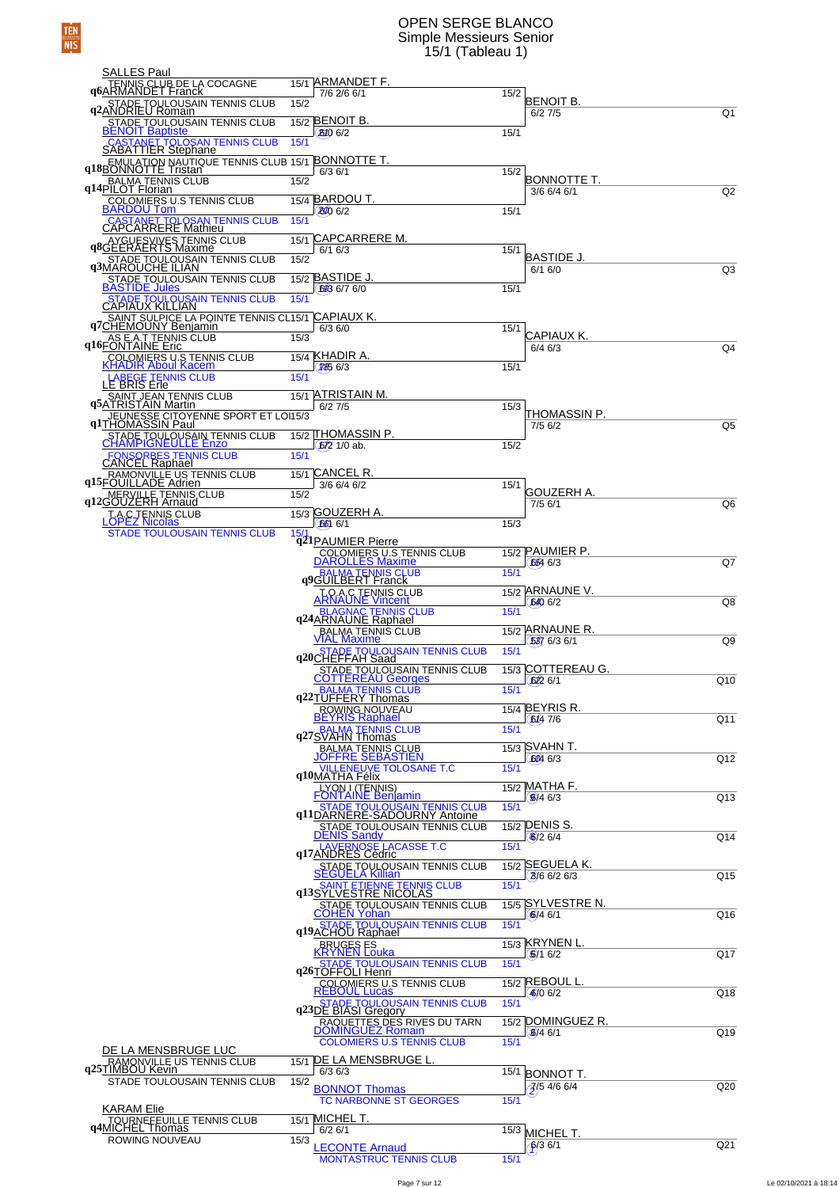# OPEN SERGE BLANCO
## Simple Messieurs Senior
### 15/1 (Tableau 1)

| Joueur | Club | Classement | Tour 1 | Score | Classement | Qualifié | Score | Q |
|---|---|---|---|---|---|---|---|---|
| SALLES Paul | | | | | | | | |
| q6 ARMANDET Franck | TENNIS CLUB DE LA COCAGNE | 15/1 | ARMANDET F. | 7/6 2/6 6/1 | 15/2 | BENOIT B. | 6/2 7/5 | Q1 |
| q2 ANDRIEU Romain | STADE TOULOUSAIN TENNIS CLUB | 15/2 | | | | | | |
| BENOIT Baptiste | STADE TOULOUSAIN TENNIS CLUB | 15/2 | BENOIT B. | 6/0 6/2 | 15/1 | | | |
| | CASTANET TOLOSAN TENNIS CLUB | 15/1 | | | | | | |
| SABATTIER Stephane | | | | | | | | |
| q18 BONNOTTE Tristan | EMULATION NAUTIQUE TENNIS CLUB | 15/1 | BONNOTTE T. | 6/3 6/1 | 15/2 | BONNOTTE T. | 3/6 6/4 6/1 | Q2 |
| q14 PILOT Florian | BALMA TENNIS CLUB | 15/2 | | | | | | |
| BARDOU Tom | COLOMIERS U.S TENNIS CLUB | 15/4 | BARDOU T. | 6/0 6/2 | 15/1 | | | |
| | CASTANET TOLOSAN TENNIS CLUB | 15/1 | | | | | | |
| CAPCARRERE Mathieu | | | | | | | | |
| q8 GEERAERTS Maxime | AYGUESVIVES TENNIS CLUB | 15/1 | CAPCARRERE M. | 6/1 6/3 | 15/1 | BASTIDE J. | 6/1 6/0 | Q3 |
| q3 MAROUCHE ILIAN | STADE TOULOUSAIN TENNIS CLUB | 15/2 | | | | | | |
| BASTIDE Jules | STADE TOULOUSAIN TENNIS CLUB | 15/2 | BASTIDE J. | 6/3 6/7 6/0 | 15/1 | | | |
| | STADE TOULOUSAIN TENNIS CLUB | 15/1 | | | | | | |
| CAPIAUX KILLIAN | | | | | | | | |
| q7 CHEMOUNY Benjamin | SAINT SULPICE LA POINTE TENNIS CL | 15/1 | CAPIAUX K. | 6/3 6/0 | 15/1 | CAPIAUX K. | 6/4 6/3 | Q4 |
| q16 FONTAINE Eric | AS E.A.T TENNIS CLUB | 15/3 | | | | | | |
| KHADIR Aboul Kacem | COLOMIERS U.S TENNIS CLUB | 15/4 | KHADIR A. | 7/5 6/3 | 15/1 | | | |
| | LABEGE TENNIS CLUB | 15/1 | | | | | | |
| LE BRIS Erle | | | | | | | | |
| q5 ATRISTAIN Martin | SAINT JEAN TENNIS CLUB | 15/1 | ATRISTAIN M. | 6/2 7/5 | 15/3 | THOMASSIN P. | 7/5 6/2 | Q5 |
| q1 THOMASSIN Paul | JEUNESSE CITOYENNE SPORT ET LOI | 15/3 | | | | | | |
| CHAMPIGNEULLE Enzo | STADE TOULOUSAIN TENNIS CLUB | 15/2 | THOMASSIN P. | 6/2 1/0 ab. | 15/2 | | | |
| | FONSORBES TENNIS CLUB | 15/1 | | | | | | |
| CANCEL Raphael | | | | | | | | |
| q15 FOUILLADE Adrien | RAMONVILLE US TENNIS CLUB | 15/1 | CANCEL R. | 3/6 6/4 6/2 | 15/1 | GOUZERH A. | 7/5 6/1 | Q6 |
| q12 GOUZERH Arnaud | MERVILLE TENNIS CLUB | 15/2 | | | | | | |
| LOPEZ Nicolas | T.A.C TENNIS CLUB | 15/3 | GOUZERH A. | 6/1 6/1 | 15/3 | | | |
| | STADE TOULOUSAIN TENNIS CLUB | 15/1 | | | | | | |
| q21 PAUMIER Pierre | | | | | | | | |
| DAROLLES Maxime | COLOMIERS U.S TENNIS CLUB | 15/2 | PAUMIER P. | 6/4 6/3 | | | | Q7 |
| | BALMA TENNIS CLUB | 15/1 | | | | | | |
| q9 GUILBERT Franck | | | | | | | | |
| ARNAUNE Vincent | T.O.A.C TENNIS CLUB | 15/2 | ARNAUNE V. | 6/0 6/2 | | | | Q8 |
| | BLAGNAC TENNIS CLUB | 15/1 | | | | | | |
| q24 ARNAUNE Raphael | | | | | | | | |
| VIAL Maxime | BALMA TENNIS CLUB | 15/2 | ARNAUNE R. | 5/7 6/3 6/1 | | | | Q9 |
| | STADE TOULOUSAIN TENNIS CLUB | 15/1 | | | | | | |
| q20 CHEFFAH Saad | | | | | | | | |
| COTTEREAU Georges | STADE TOULOUSAIN TENNIS CLUB | 15/3 | COTTEREAU G. | 6/2 6/1 | | | | Q10 |
| | BALMA TENNIS CLUB | 15/1 | | | | | | |
| q22 TUFFERY Thomas | | | | | | | | |
| BEYRIS Raphael | ROWING NOUVEAU | 15/4 | BEYRIS R. | 6/4 7/6 | | | | Q11 |
| | BALMA TENNIS CLUB | 15/1 | | | | | | |
| q27 SVAHN Thomas | | | | | | | | |
| JOFFRE SEBASTIEN | BALMA TENNIS CLUB | 15/3 | SVAHN T. | 6/4 6/3 | | | | Q12 |
| | VILLENEUVE TOLOSANE T.C | 15/1 | | | | | | |
| q10 MATHA Felix | | | | | | | | |
| FONTAINE Benjamin | LYON I (TENNIS) | 15/2 | MATHA F. | 6/4 6/3 | | | | Q13 |
| | STADE TOULOUSAIN TENNIS CLUB | 15/1 | | | | | | |
| q11 DARNERE-SADOURNY Antoine | | | | | | | | |
| DENIS Sandy | STADE TOULOUSAIN TENNIS CLUB | 15/2 | DENIS S. | 6/2 6/4 | | | | Q14 |
| | LAVERNOSE LACASSE T.C | 15/1 | | | | | | |
| q17 ANDRES Cedric | | | | | | | | |
| SEGUELA Killian | STADE TOULOUSAIN TENNIS CLUB | 15/2 | SEGUELA K. | 2/6 6/2 6/3 | | | | Q15 |
| | SAINT ETIENNE TENNIS CLUB | 15/1 | | | | | | |
| q13 SYLVESTRE NICOLAS | | | | | | | | |
| COHEN Yohan | STADE TOULOUSAIN TENNIS CLUB | 15/5 | SYLVESTRE N. | 6/4 6/1 | | | | Q16 |
| | STADE TOULOUSAIN TENNIS CLUB | 15/1 | | | | | | |
| q19 ACHOU Raphael | | | | | | | | |
| KRYNEN Louka | BRUGES ES | 15/3 | KRYNEN L. | 6/1 6/2 | | | | Q17 |
| | STADE TOULOUSAIN TENNIS CLUB | 15/1 | | | | | | |
| q26 TOFFOLI Henri | | | | | | | | |
| REBOUL Lucas | COLOMIERS U.S TENNIS CLUB | 15/2 | REBOUL L. | 6/0 6/2 | | | | Q18 |
| | STADE TOULOUSAIN TENNIS CLUB | 15/1 | | | | | | |
| q23 DE BIASI Gregory | | | | | | | | |
| DOMINGUEZ Romain | RAQUETTES DES RIVES DU TARN | 15/2 | DOMINGUEZ R. | 6/4 6/1 | | | | Q19 |
| | COLOMIERS U.S TENNIS CLUB | 15/1 | | | | | | |
| DE LA MENSBRUGE LUC | | | | | | | | |
| q25 TIMBOU Kevin | RAMONVILLE US TENNIS CLUB | 15/1 | DE LA MENSBRUGE L. | 6/3 6/3 | 15/1 | BONNOT T. | 7/5 4/6 6/4 | Q20 |
| | STADE TOULOUSAIN TENNIS CLUB | 15/2 | | | | | | |
| BONNOT Thomas | TC NARBONNE ST GEORGES | 15/1 | | | | | | |
| KARAM Elie | | | | | | | | |
| q4 MICHEL Thomas | TOURNEFEUILLE TENNIS CLUB | 15/1 | MICHEL T. | 6/2 6/1 | 15/3 | MICHEL T. | 6/3 6/1 | Q21 |
| | ROWING NOUVEAU | 15/3 | | | | | | |
| LECONTE Arnaud | MONTASTRUC TENNIS CLUB | 15/1 | | | | | | |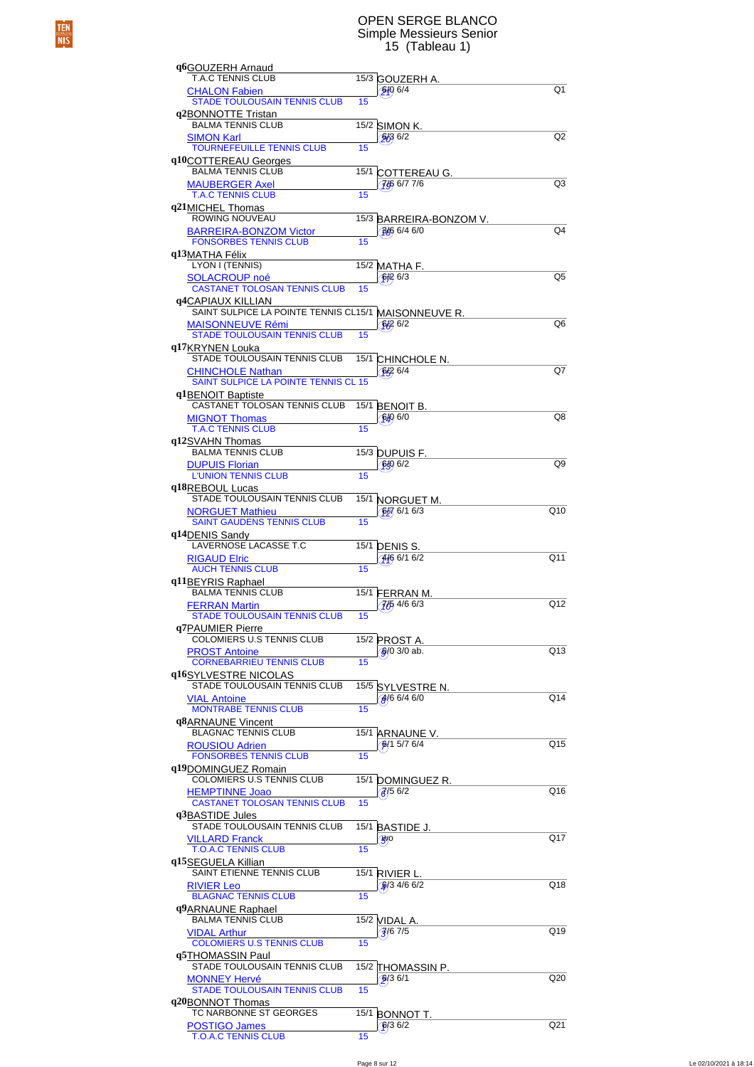# OPEN SERGE BLANCO

## Simple Messieurs Senior

### 15 (Tableau 1)

| Joueur 1 | Club 1 | Class. 1 | Joueur 2 | Club 2 | Class. 2 | Vainqueur | Score | Qualif. |
|---|---|---|---|---|---|---|---|---|
| q6 GOUZERH Arnaud | T.A.C TENNIS CLUB | 15/3 | CHALON Fabien | STADE TOULOUSAIN TENNIS CLUB | 15 | GOUZERH A. | 6/0 6/4 | Q1 |
| q2 BONNOTTE Tristan | BALMA TENNIS CLUB | 15/2 | SIMON Karl | TOURNEFEUILLE TENNIS CLUB | 15 | SIMON K. | 6/3 6/2 | Q2 |
| q10 COTTEREAU Georges | BALMA TENNIS CLUB | 15/1 | MAUBERGER Axel | T.A.C TENNIS CLUB | 15 | COTTEREAU G. | 7/6 6/7 7/6 | Q3 |
| q21 MICHEL Thomas | ROWING NOUVEAU | 15/3 | BARREIRA-BONZOM Victor | FONSORBES TENNIS CLUB | 15 | BARREIRA-BONZOM V. | 3/6 6/4 6/0 | Q4 |
| q13 MATHA Félix | LYON I (TENNIS) | 15/2 | SOLACROUP noé | CASTANET TOLOSAN TENNIS CLUB | 15 | MATHA F. | 6/2 6/3 | Q5 |
| q4 CAPIAUX KILLIAN | SAINT SULPICE LA POINTE TENNIS CL | 15/1 | MAISONNEUVE Rémi | STADE TOULOUSAIN TENNIS CLUB | 15 | MAISONNEUVE R. | 6/2 6/2 | Q6 |
| q17 KRYNEN Louka | STADE TOULOUSAIN TENNIS CLUB | 15/1 | CHINCHOLE Nathan | SAINT SULPICE LA POINTE TENNIS CL | 15 | CHINCHOLE N. | 6/2 6/4 | Q7 |
| q1 BENOIT Baptiste | CASTANET TOLOSAN TENNIS CLUB | 15/1 | MIGNOT Thomas | T.A.C TENNIS CLUB | 15 | BENOIT B. | 6/0 6/0 | Q8 |
| q12 SVAHN Thomas | BALMA TENNIS CLUB | 15/3 | DUPUIS Florian | L'UNION TENNIS CLUB | 15 | DUPUIS F. | 6/0 6/2 | Q9 |
| q18 REBOUL Lucas | STADE TOULOUSAIN TENNIS CLUB | 15/1 | NORGUET Mathieu | SAINT GAUDENS TENNIS CLUB | 15 | NORGUET M. | 6/7 6/1 6/3 | Q10 |
| q14 DENIS Sandy | LAVERNOSE LACASSE T.C | 15/1 | RIGAUD Elric | AUCH TENNIS CLUB | 15 | DENIS S. | 4/6 6/1 6/2 | Q11 |
| q11 BEYRIS Raphael | BALMA TENNIS CLUB | 15/1 | FERRAN Martin | STADE TOULOUSAIN TENNIS CLUB | 15 | FERRAN M. | 7/5 4/6 6/3 | Q12 |
| q7 PAUMIER Pierre | COLOMIERS U.S TENNIS CLUB | 15/2 | PROST Antoine | CORNEBARRIEU TENNIS CLUB | 15 | PROST A. | 6/0 3/0 ab. | Q13 |
| q16 SYLVESTRE NICOLAS | STADE TOULOUSAIN TENNIS CLUB | 15/5 | VIAL Antoine | MONTRABE TENNIS CLUB | 15 | SYLVESTRE N. | 4/6 6/4 6/0 | Q14 |
| q8 ARNAUNE Vincent | BLAGNAC TENNIS CLUB | 15/1 | ROUSIOU Adrien | FONSORBES TENNIS CLUB | 15 | ARNAUNE V. | 6/1 5/7 6/4 | Q15 |
| q19 DOMINGUEZ Romain | COLOMIERS U.S TENNIS CLUB | 15/1 | HEMPTINNE Joao | CASTANET TOLOSAN TENNIS CLUB | 15 | DOMINGUEZ R. | 7/5 6/2 | Q16 |
| q3 BASTIDE Jules | STADE TOULOUSAIN TENNIS CLUB | 15/1 | VILLARD Franck | T.O.A.C TENNIS CLUB | 15 | BASTIDE J. | wo | Q17 |
| q15 SEGUELA Killian | SAINT ETIENNE TENNIS CLUB | 15/1 | RIVIER Leo | BLAGNAC TENNIS CLUB | 15 | RIVIER L. | 6/3 4/6 6/2 | Q18 |
| q9 ARNAUNE Raphael | BALMA TENNIS CLUB | 15/2 | VIDAL Arthur | COLOMIERS U.S TENNIS CLUB | 15 | VIDAL A. | 7/6 7/5 | Q19 |
| q5 THOMASSIN Paul | STADE TOULOUSAIN TENNIS CLUB | 15/2 | MONNEY Hervé | STADE TOULOUSAIN TENNIS CLUB | 15 | THOMASSIN P. | 6/3 6/1 | Q20 |
| q20 BONNOT Thomas | TC NARBONNE ST GEORGES | 15/1 | POSTIGO James | T.O.A.C TENNIS CLUB | 15 | BONNOT T. | 6/3 6/2 | Q21 |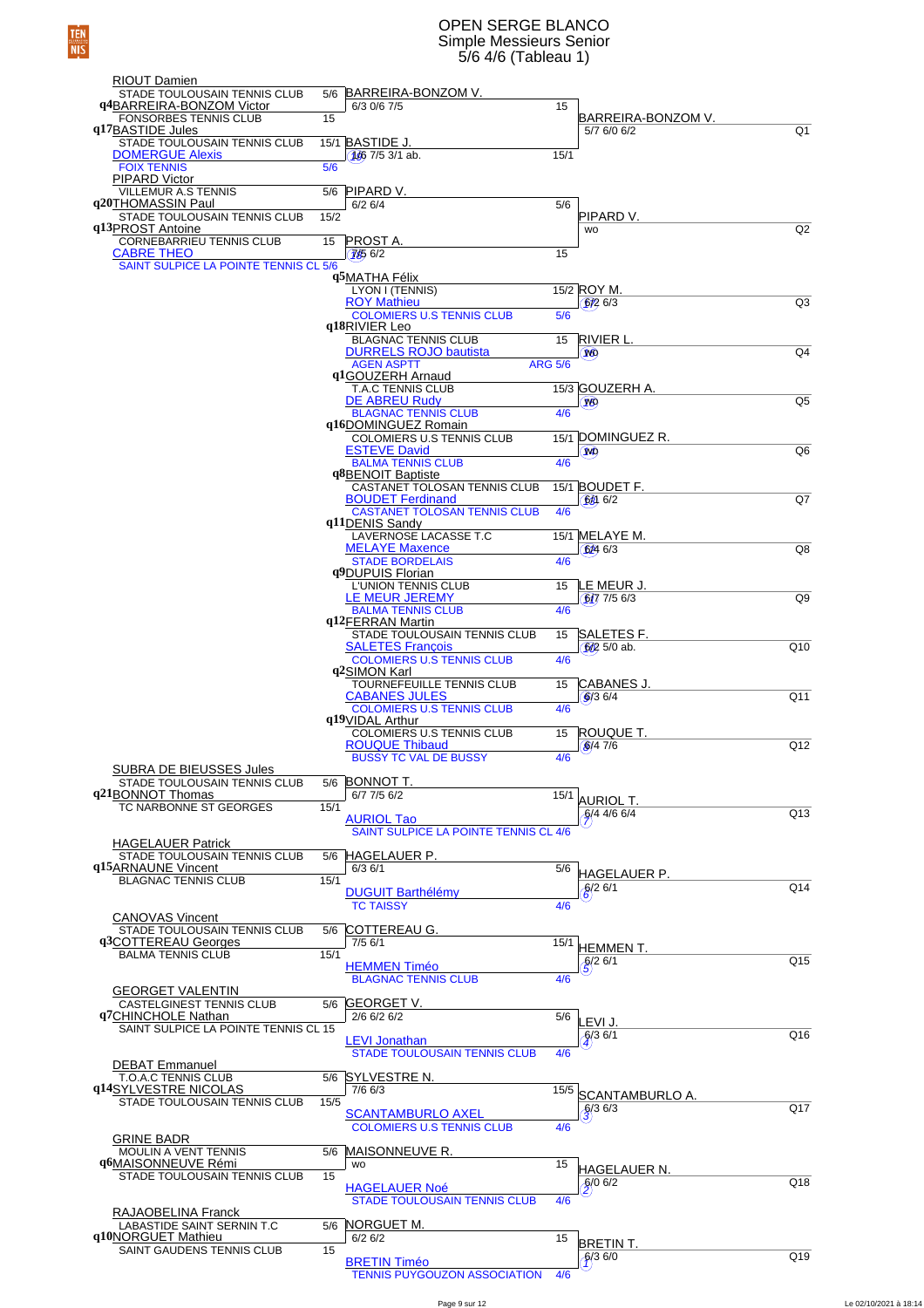# OPEN SERGE BLANCO

## Simple Messieurs Senior

### 5/6 4/6 (Tableau 1)

| Joueur | Club | Classement | Tour suivant | Score | Qualifié | Score | Q |
|---|---|---|---|---|---|---|---|
| RIOUT Damien | STADE TOULOUSAIN TENNIS CLUB | 5/6 | BARREIRA-BONZOM V. | 6/3 0/6 7/5 | | | |
| q4 BARREIRA-BONZOM Victor | FONSORBES TENNIS CLUB | 15 | | | BARREIRA-BONZOM V. | 5/7 6/0 6/2 | Q1 |
| q17 BASTIDE Jules | STADE TOULOUSAIN TENNIS CLUB | 15/1 | BASTIDE J. | 4/6 7/5 3/1 ab. | | | |
| DOMERGUE Alexis | FOIX TENNIS | 5/6 | | | | | |
| PIPARD Victor | VILLEMUR A.S TENNIS | 5/6 | PIPARD V. | 6/2 6/4 | | | |
| q20 THOMASSIN Paul | STADE TOULOUSAIN TENNIS CLUB | 15/2 | | | PIPARD V. | wo | Q2 |
| q13 PROST Antoine | CORNEBARRIEU TENNIS CLUB | 15 | PROST A. | 7/5 6/2 | | | |
| CABRE THEO | SAINT SULPICE LA POINTE TENNIS CL | 5/6 | | | | | |
| q5 MATHA Félix | LYON I (TENNIS) | 15/2 | | | ROY M. | 6/2 6/3 | Q3 |
| ROY Mathieu | COLOMIERS U.S TENNIS CLUB | 5/6 | | | | | |
| q18 RIVIER Leo | BLAGNAC TENNIS CLUB | 15 | | | RIVIER L. | wo | Q4 |
| DURRELS ROJO bautista | AGEN ASPTT | ARG 5/6 | | | | | |
| q1 GOUZERH Arnaud | T.A.C TENNIS CLUB | 15/3 | | | GOUZERH A. | wo | Q5 |
| DE ABREU Rudy | BLAGNAC TENNIS CLUB | 4/6 | | | | | |
| q16 DOMINGUEZ Romain | COLOMIERS U.S TENNIS CLUB | 15/1 | | | DOMINGUEZ R. | wo | Q6 |
| ESTEVE David | BALMA TENNIS CLUB | 4/6 | | | | | |
| q8 BENOIT Baptiste | CASTANET TOLOSAN TENNIS CLUB | 15/1 | | | BOUDET F. | 6/1 6/2 | Q7 |
| BOUDET Ferdinand | CASTANET TOLOSAN TENNIS CLUB | 4/6 | | | | | |
| q11 DENIS Sandy | LAVERNOSE LACASSE T.C | 15/1 | | | MELAYE M. | 6/4 6/3 | Q8 |
| MELAYE Maxence | STADE BORDELAIS | 4/6 | | | | | |
| q9 DUPUIS Florian | L'UNION TENNIS CLUB | 15 | | | LE MEUR J. | 6/7 7/5 6/3 | Q9 |
| LE MEUR JEREMY | BALMA TENNIS CLUB | 4/6 | | | | | |
| q12 FERRAN Martin | STADE TOULOUSAIN TENNIS CLUB | 15 | | | SALETES F. | 6/2 5/0 ab. | Q10 |
| SALETES François | COLOMIERS U.S TENNIS CLUB | 4/6 | | | | | |
| q2 SIMON Karl | TOURNEFEUILLE TENNIS CLUB | 15 | | | CABANES J. | 6/3 6/4 | Q11 |
| CABANES JULES | COLOMIERS U.S TENNIS CLUB | 4/6 | | | | | |
| q19 VIDAL Arthur | COLOMIERS U.S TENNIS CLUB | 15 | | | ROUQUE T. | 6/4 7/6 | Q12 |
| ROUQUE Thibaud | BUSSY TC VAL DE BUSSY | 4/6 | | | | | |
| SUBRA DE BIEUSSES Jules | STADE TOULOUSAIN TENNIS CLUB | 5/6 | BONNOT T. | 6/7 7/5 6/2 | | | |
| q21 BONNOT Thomas | TC NARBONNE ST GEORGES | 15/1 | | | AURIOL T. | 6/4 4/6 6/4 | Q13 |
| AURIOL Tao | SAINT SULPICE LA POINTE TENNIS CL | 4/6 | | | | | |
| HAGELAUER Patrick | STADE TOULOUSAIN TENNIS CLUB | 5/6 | HAGELAUER P. | 6/3 6/1 | | | |
| q15 ARNAUNE Vincent | BLAGNAC TENNIS CLUB | 15/1 | | | HAGELAUER P. | 6/2 6/1 | Q14 |
| DUGUIT Barthélémy | TC TAISSY | 4/6 | | | | | |
| CANOVAS Vincent | STADE TOULOUSAIN TENNIS CLUB | 5/6 | COTTEREAU G. | 7/5 6/1 | | | |
| q3 COTTEREAU Georges | BALMA TENNIS CLUB | 15/1 | | | HEMMEN T. | 6/2 6/1 | Q15 |
| HEMMEN Timéo | BLAGNAC TENNIS CLUB | 4/6 | | | | | |
| GEORGET VALENTIN | CASTELGINEST TENNIS CLUB | 5/6 | GEORGET V. | 2/6 6/2 6/2 | | | |
| q7 CHINCHOLE Nathan | SAINT SULPICE LA POINTE TENNIS CL | 15 | | | LEVI J. | 6/3 6/1 | Q16 |
| LEVI Jonathan | STADE TOULOUSAIN TENNIS CLUB | 4/6 | | | | | |
| DEBAT Emmanuel | T.O.A.C TENNIS CLUB | 5/6 | SYLVESTRE N. | 7/6 6/3 | | | |
| q14 SYLVESTRE NICOLAS | STADE TOULOUSAIN TENNIS CLUB | 15/5 | | | SCANTAMBURLO A. | 6/3 6/3 | Q17 |
| SCANTAMBURLO AXEL | COLOMIERS U.S TENNIS CLUB | 4/6 | | | | | |
| GRINE BADR | MOULIN A VENT TENNIS | 5/6 | MAISONNEUVE R. | wo | | | |
| q6 MAISONNEUVE Rémi | STADE TOULOUSAIN TENNIS CLUB | 15 | | | HAGELAUER N. | 6/0 6/2 | Q18 |
| HAGELAUER Noé | STADE TOULOUSAIN TENNIS CLUB | 4/6 | | | | | |
| RAJAOBELINA Franck | LABASTIDE SAINT SERNIN T.C | 5/6 | NORGUET M. | 6/2 6/2 | | | |
| q10 NORGUET Mathieu | SAINT GAUDENS TENNIS CLUB | 15 | | | BRETIN T. | 6/3 6/0 | Q19 |
| BRETIN Timéo | TENNIS PUYGOUZON ASSOCIATION | 4/6 | | | | | |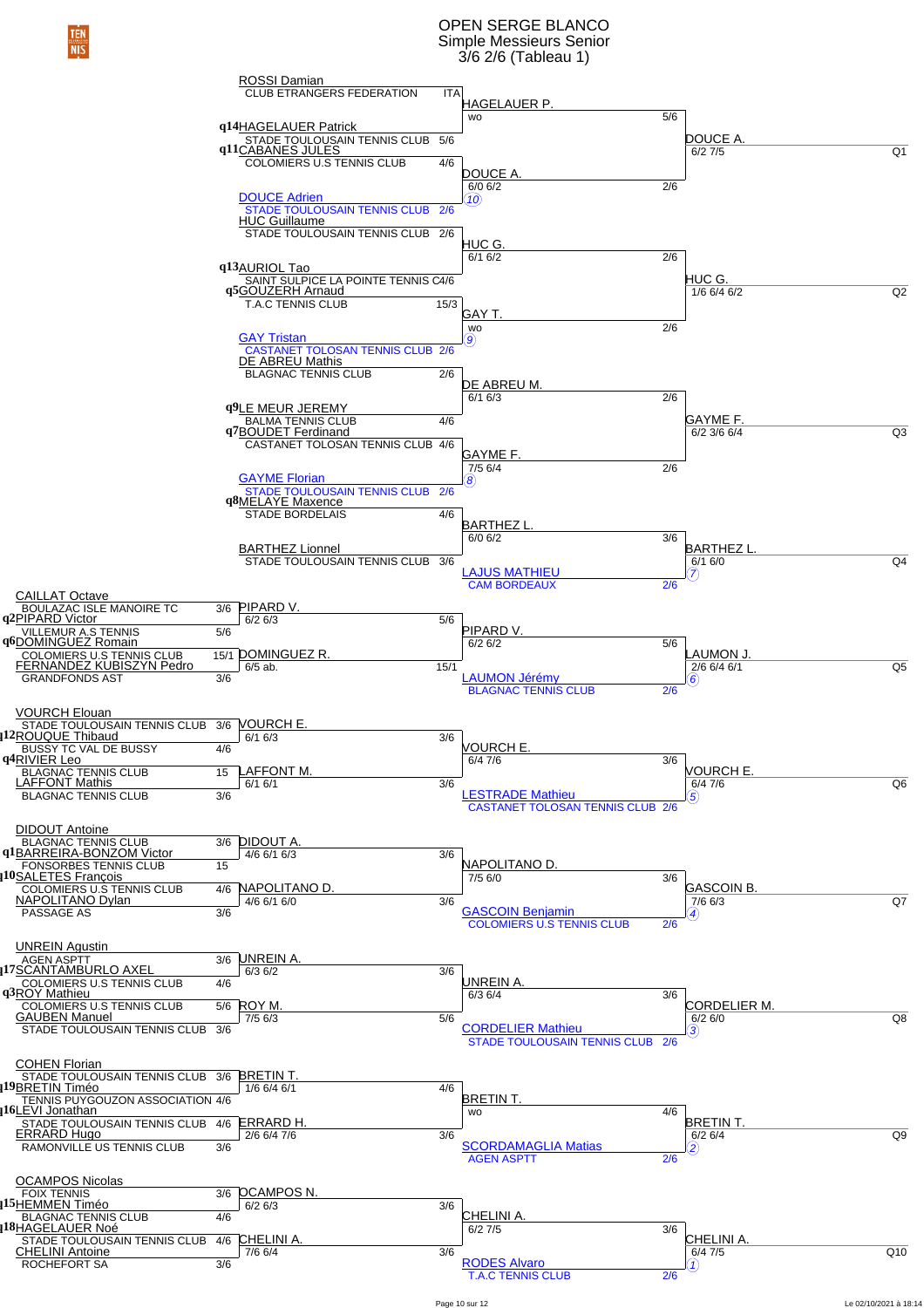# OPEN SERGE BLANCO

## Simple Messieurs Senior

### 3/6 2/6 (Tableau 1)

**Partie haute**

| Joueur | Club | Class. | Tour 1 | Tour 2 | Qualifié |
|---|---|---|---|---|---|
| ROSSI Damian | CLUB ETRANGERS FEDERATION | ITA | HAGELAUER P. wo (5/6) | DOUCE A. 6/2 7/5 | Q1 |
| q14 HAGELAUER Patrick | STADE TOULOUSAIN TENNIS CLUB | 5/6 | | | |
| q11 CABANES JULES | COLOMIERS U.S TENNIS CLUB | 4/6 | DOUCE A. 6/0 6/2 (2/6) | | |
| DOUCE Adrien (10) | STADE TOULOUSAIN TENNIS CLUB | 2/6 | | | |
| HUC Guillaume | STADE TOULOUSAIN TENNIS CLUB | 2/6 | HUC G. 6/1 6/2 (2/6) | HUC G. 1/6 6/4 6/2 | Q2 |
| q13 AURIOL Tao | SAINT SULPICE LA POINTE TENNIS C | 4/6 | | | |
| q5 GOUZERH Arnaud | T.A.C TENNIS CLUB | 15/3 | GAY T. wo (2/6) | | |
| GAY Tristan (9) | CASTANET TOLOSAN TENNIS CLUB | 2/6 | | | |
| DE ABREU Mathis | BLAGNAC TENNIS CLUB | 2/6 | DE ABREU M. 6/1 6/3 (2/6) | GAYME F. 6/2 3/6 6/4 | Q3 |
| q9 LE MEUR JEREMY | BALMA TENNIS CLUB | 4/6 | | | |
| q7 BOUDET Ferdinand | CASTANET TOLOSAN TENNIS CLUB | 4/6 | GAYME F. 7/5 6/4 (2/6) | | |
| GAYME Florian (8) | STADE TOULOUSAIN TENNIS CLUB | 2/6 | | | |
| q8 MELAYE Maxence | STADE BORDELAIS | 4/6 | BARTHEZ L. 6/0 6/2 (3/6) | BARTHEZ L. 6/1 6/0 | Q4 |
| BARTHEZ Lionnel | STADE TOULOUSAIN TENNIS CLUB | 3/6 | | | |
| LAJUS MATHIEU (7) | CAM BORDEAUX | 2/6 | | | |

**Partie basse**

| Joueur | Club | Class. | Tour 1 | Tour 2 | Tour 3 | Qualifié |
|---|---|---|---|---|---|---|
| CAILLAT Octave | BOULAZAC ISLE MANOIRE TC | 3/6 | PIPARD V. 6/2 6/3 (5/6) | PIPARD V. 6/2 6/2 (5/6) | LAUMON J. 2/6 6/4 6/1 | Q5 |
| q2 PIPARD Victor | VILLEMUR A.S TENNIS | 5/6 | | | | |
| q6 DOMINGUEZ Romain | COLOMIERS U.S TENNIS CLUB | 15/1 | DOMINGUEZ R. 6/5 ab. (15/1) | | | |
| FERNANDEZ KUBISZYN Pedro | GRANDFONDS AST | 3/6 | | | | |
| LAUMON Jérémy (6) | BLAGNAC TENNIS CLUB | 2/6 | | | | |
| VOURCH Elouan | STADE TOULOUSAIN TENNIS CLUB | 3/6 | VOURCH E. 6/1 6/3 (3/6) | VOURCH E. 6/4 7/6 (3/6) | VOURCH E. 6/4 7/6 | Q6 |
| q12 ROUQUE Thibaud | BUSSY TC VAL DE BUSSY | 4/6 | | | | |
| q4 RIVIER Leo | BLAGNAC TENNIS CLUB | 15 | LAFFONT M. 6/1 6/1 (3/6) | | | |
| LAFFONT Mathis | BLAGNAC TENNIS CLUB | 3/6 | | | | |
| LESTRADE Mathieu (5) | CASTANET TOLOSAN TENNIS CLUB | 2/6 | | | | |
| DIDOUT Antoine | BLAGNAC TENNIS CLUB | 3/6 | DIDOUT A. 4/6 6/1 6/3 (3/6) | NAPOLITANO D. 7/5 6/0 (3/6) | GASCOIN B. 7/6 6/3 | Q7 |
| q1 BARREIRA-BONZOM Victor | FONSORBES TENNIS CLUB | 15 | | | | |
| q10 SALETES François | COLOMIERS U.S TENNIS CLUB | 4/6 | NAPOLITANO D. 4/6 6/1 6/0 (3/6) | | | |
| NAPOLITANO Dylan | PASSAGE AS | 3/6 | | | | |
| GASCOIN Benjamin (4) | COLOMIERS U.S TENNIS CLUB | 2/6 | | | | |
| UNREIN Agustin | AGEN ASPTT | 3/6 | UNREIN A. 6/3 6/2 (3/6) | UNREIN A. 6/3 6/4 (3/6) | CORDELIER M. 6/2 6/0 | Q8 |
| q17 SCANTAMBURLO AXEL | COLOMIERS U.S TENNIS CLUB | 4/6 | | | | |
| q3 ROY Mathieu | COLOMIERS U.S TENNIS CLUB | 5/6 | ROY M. 7/5 6/3 (5/6) | | | |
| GAUBEN Manuel | STADE TOULOUSAIN TENNIS CLUB | 3/6 | | | | |
| CORDELIER Mathieu (3) | STADE TOULOUSAIN TENNIS CLUB | 2/6 | | | | |
| COHEN Florian | STADE TOULOUSAIN TENNIS CLUB | 3/6 | BRETIN T. 1/6 6/4 6/1 (4/6) | BRETIN T. wo (4/6) | BRETIN T. 6/2 6/4 | Q9 |
| q19 BRETIN Timéo | TENNIS PUYGOUZON ASSOCIATION | 4/6 | | | | |
| q16 LEVI Jonathan | STADE TOULOUSAIN TENNIS CLUB | 4/6 | ERRARD H. 2/6 6/4 7/6 (3/6) | | | |
| ERRARD Hugo | RAMONVILLE US TENNIS CLUB | 3/6 | | | | |
| SCORDAMAGLIA Matias (2) | AGEN ASPTT | 2/6 | | | | |
| OCAMPOS Nicolas | FOIX TENNIS | 3/6 | OCAMPOS N. 6/2 6/3 (3/6) | CHELINI A. 6/2 7/5 (3/6) | CHELINI A. 6/4 7/5 | Q10 |
| q15 HEMMEN Timéo | BLAGNAC TENNIS CLUB | 4/6 | | | | |
| q18 HAGELAUER Noé | STADE TOULOUSAIN TENNIS CLUB | 4/6 | CHELINI A. 7/6 6/4 (3/6) | | | |
| CHELINI Antoine | ROCHEFORT SA | 3/6 | | | | |
| RODES Alvaro (1) | T.A.C TENNIS CLUB | 2/6 | | | | |

Le 02/10/2021 à 18:14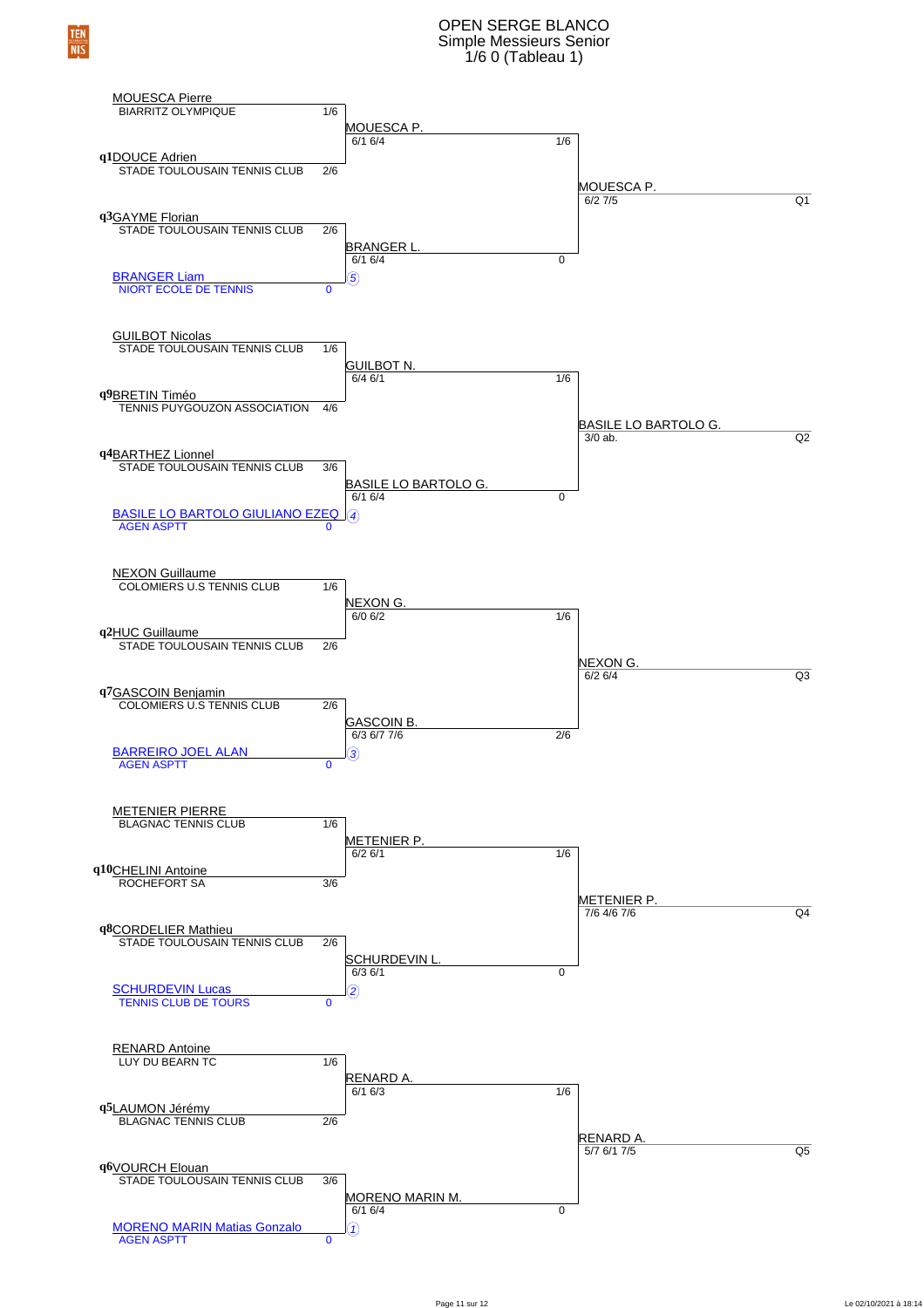# OPEN SERGE BLANCO
## Simple Messieurs Senior
### 1/6 0 (Tableau 1)

**Section 1**

- MOUESCA Pierre — BIARRITZ OLYMPIQUE — 1/6
- q1 DOUCE Adrien — STADE TOULOUSAIN TENNIS CLUB — 2/6
  - MOUESCA P. — 6/1 6/4 — 1/6
- q3 GAYME Florian — STADE TOULOUSAIN TENNIS CLUB — 2/6
- BRANGER Liam — NIORT ECOLE DE TENNIS — 0
  - BRANGER L. — 6/1 6/4 — 0 — (5)
    - MOUESCA P. — 6/2 7/5 — Q1

**Section 2**

- GUILBOT Nicolas — STADE TOULOUSAIN TENNIS CLUB — 1/6
- q9 BRETIN Timéo — TENNIS PUYGOUZON ASSOCIATION — 4/6
  - GUILBOT N. — 6/4 6/1 — 1/6
- q4 BARTHEZ Lionnel — STADE TOULOUSAIN TENNIS CLUB — 3/6
- BASILE LO BARTOLO GIULIANO EZEQ — AGEN ASPTT — 0
  - BASILE LO BARTOLO G. — 6/1 6/4 — 0 — (4)
    - BASILE LO BARTOLO G. — 3/0 ab. — Q2

**Section 3**

- NEXON Guillaume — COLOMIERS U.S TENNIS CLUB — 1/6
- q2 HUC Guillaume — STADE TOULOUSAIN TENNIS CLUB — 2/6
  - NEXON G. — 6/0 6/2 — 1/6
- q7 GASCOIN Benjamin — COLOMIERS U.S TENNIS CLUB — 2/6
- BARREIRO JOEL ALAN — AGEN ASPTT — 0
  - GASCOIN B. — 6/3 6/7 7/6 — 2/6 — (3)
    - NEXON G. — 6/2 6/4 — Q3

**Section 4**

- METENIER PIERRE — BLAGNAC TENNIS CLUB — 1/6
- q10 CHELINI Antoine — ROCHEFORT SA — 3/6
  - METENIER P. — 6/2 6/1 — 1/6
- q8 CORDELIER Mathieu — STADE TOULOUSAIN TENNIS CLUB — 2/6
- SCHURDEVIN Lucas — TENNIS CLUB DE TOURS — 0
  - SCHURDEVIN L. — 6/3 6/1 — 0 — (2)
    - METENIER P. — 7/6 4/6 7/6 — Q4

**Section 5**

- RENARD Antoine — LUY DU BEARN TC — 1/6
- q5 LAUMON Jérémy — BLAGNAC TENNIS CLUB — 2/6
  - RENARD A. — 6/1 6/3 — 1/6
- q6 VOURCH Elouan — STADE TOULOUSAIN TENNIS CLUB — 3/6
- MORENO MARIN Matias Gonzalo — AGEN ASPTT — 0
  - MORENO MARIN M. — 6/1 6/4 — 0 — (1)
    - RENARD A. — 5/7 6/1 7/5 — Q5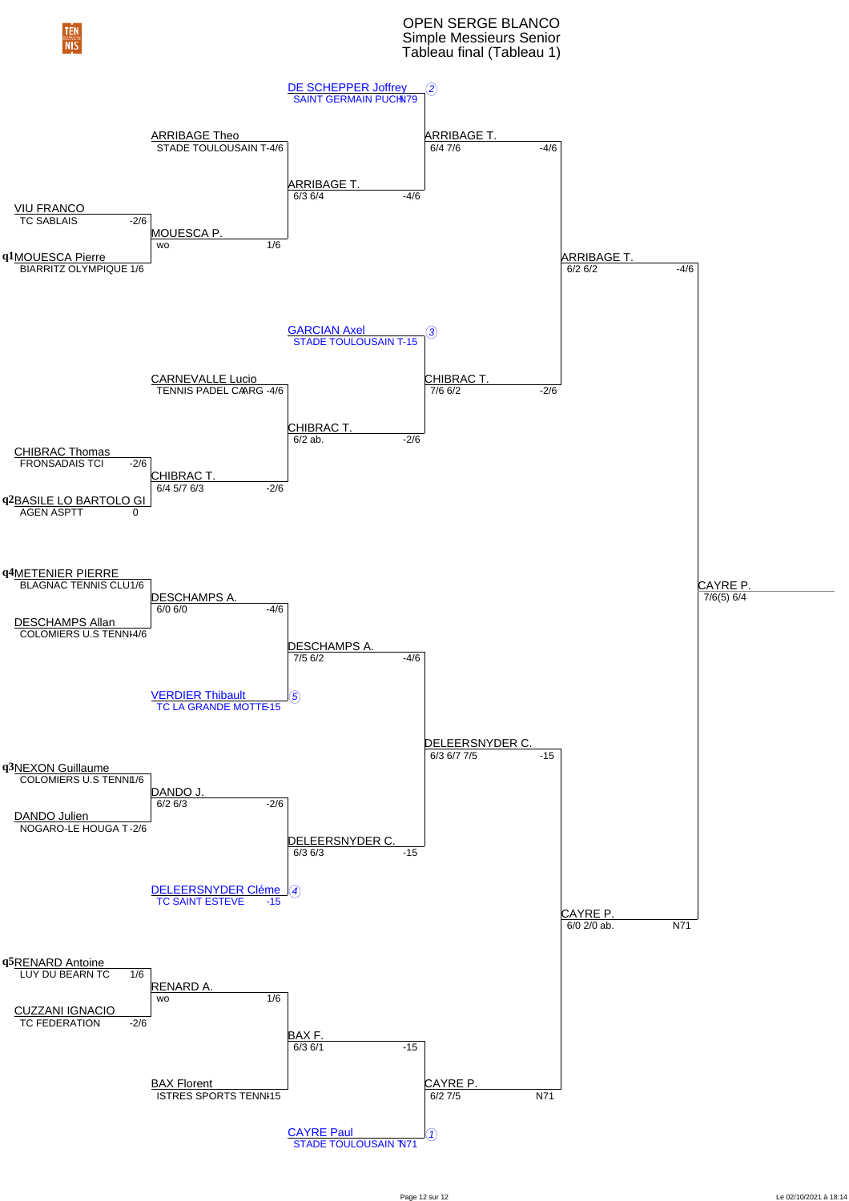# OPEN SERGE BLANCO

## Simple Messieurs Senior

### Tableau final (Tableau 1)

DE SCHEPPER Joffrey ②
SAINT GERMAIN PUCH N79

ARRIBAGE Theo
STADE TOULOUSAIN T -4/6

ARRIBAGE T.
6/4 7/6 -4/6

ARRIBAGE T.
6/3 6/4 -4/6

VIU FRANCO
TC SABLAIS -2/6

MOUESCA P.
wo 1/6

q1 MOUESCA Pierre
BIARRITZ OLYMPIQUE 1/6

ARRIBAGE T.
6/2 6/2 -4/6

GARCIAN Axel ③
STADE TOULOUSAIN T -15

CARNEVALLE Lucio
TENNIS PADEL CARG -4/6

CHIBRAC T.
7/6 6/2 -2/6

CHIBRAC T.
6/2 ab. -2/6

CHIBRAC Thomas
FRONSADAIS TCI -2/6

CHIBRAC T.
6/4 5/7 6/3 -2/6

q2 BASILE LO BARTOLO GI
AGEN ASPTT 0

q4 METENIER PIERRE
BLAGNAC TENNIS CLU 1/6

DESCHAMPS A.
6/0 6/0 -4/6

DESCHAMPS Allan
COLOMIERS U.S TENNI -4/6

CAYRE P.
7/6(5) 6/4

DESCHAMPS A.
7/5 6/2 -4/6

VERDIER Thibault ⑤
TC LA GRANDE MOTTE -15

DELEERSNYDER C.
6/3 6/7 7/5 -15

q3 NEXON Guillaume
COLOMIERS U.S TENNI 1/6

DANDO J.
6/2 6/3 -2/6

DANDO Julien
NOGARO-LE HOUGA T -2/6

DELEERSNYDER C.
6/3 6/3 -15

DELEERSNYDER Cléme ④
TC SAINT ESTEVE -15

CAYRE P.
6/0 2/0 ab. N71

q5 RENARD Antoine
LUY DU BEARN TC 1/6

RENARD A.
wo 1/6

CUZZANI IGNACIO
TC FEDERATION -2/6

BAX F.
6/3 6/1 -15

BAX Florent
ISTRES SPORTS TENNI -15

CAYRE P.
6/2 7/5 N71

CAYRE Paul ①
STADE TOULOUSAIN T N71